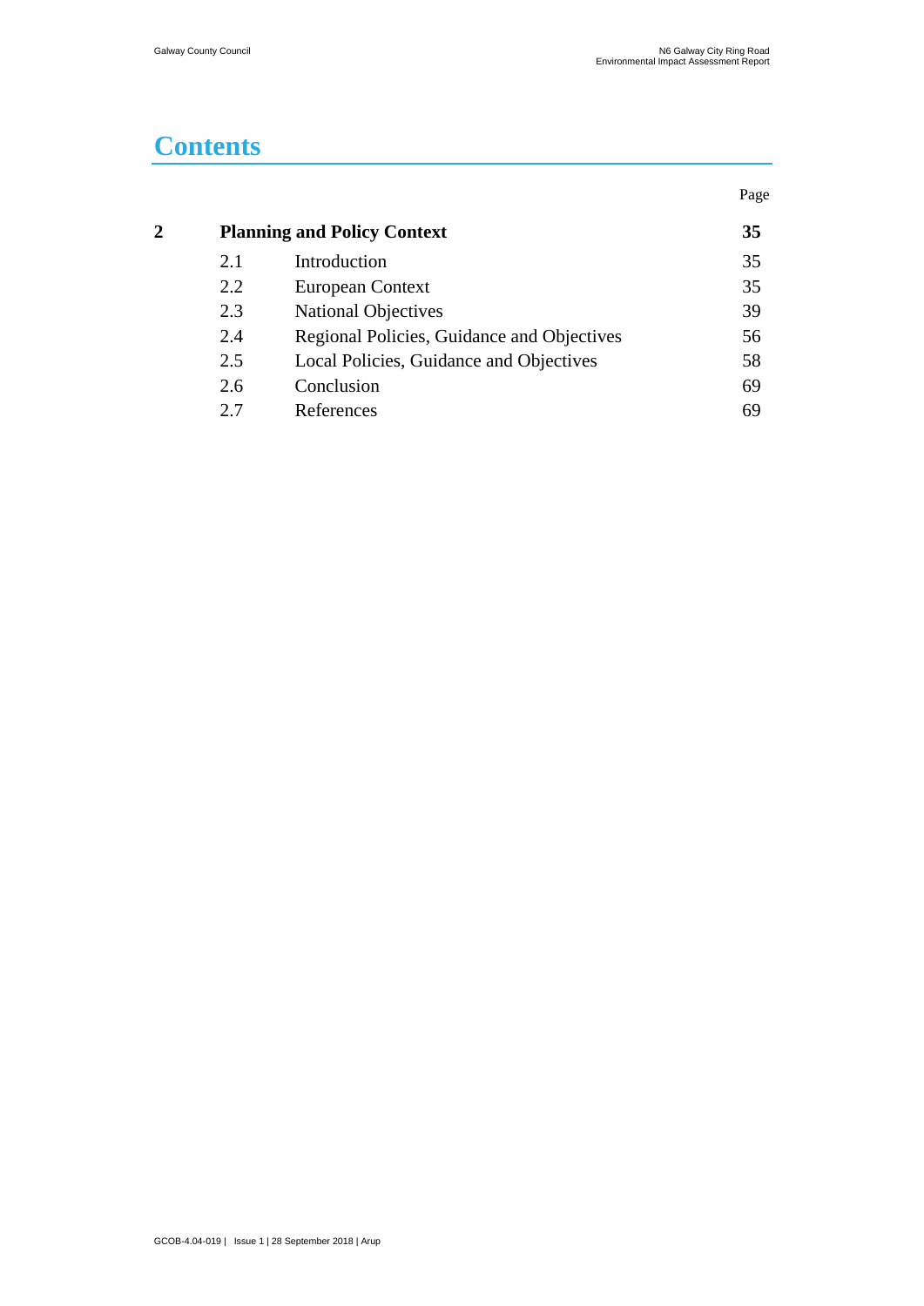# Contents

| | | | Page |
|---|---|---|---|
| **2** | **Planning and Policy Context** | | **35** |
| | 2.1 | Introduction | 35 |
| | 2.2 | European Context | 35 |
| | 2.3 | National Objectives | 39 |
| | 2.4 | Regional Policies, Guidance and Objectives | 56 |
| | 2.5 | Local Policies, Guidance and Objectives | 58 |
| | 2.6 | Conclusion | 69 |
| | 2.7 | References | 69 |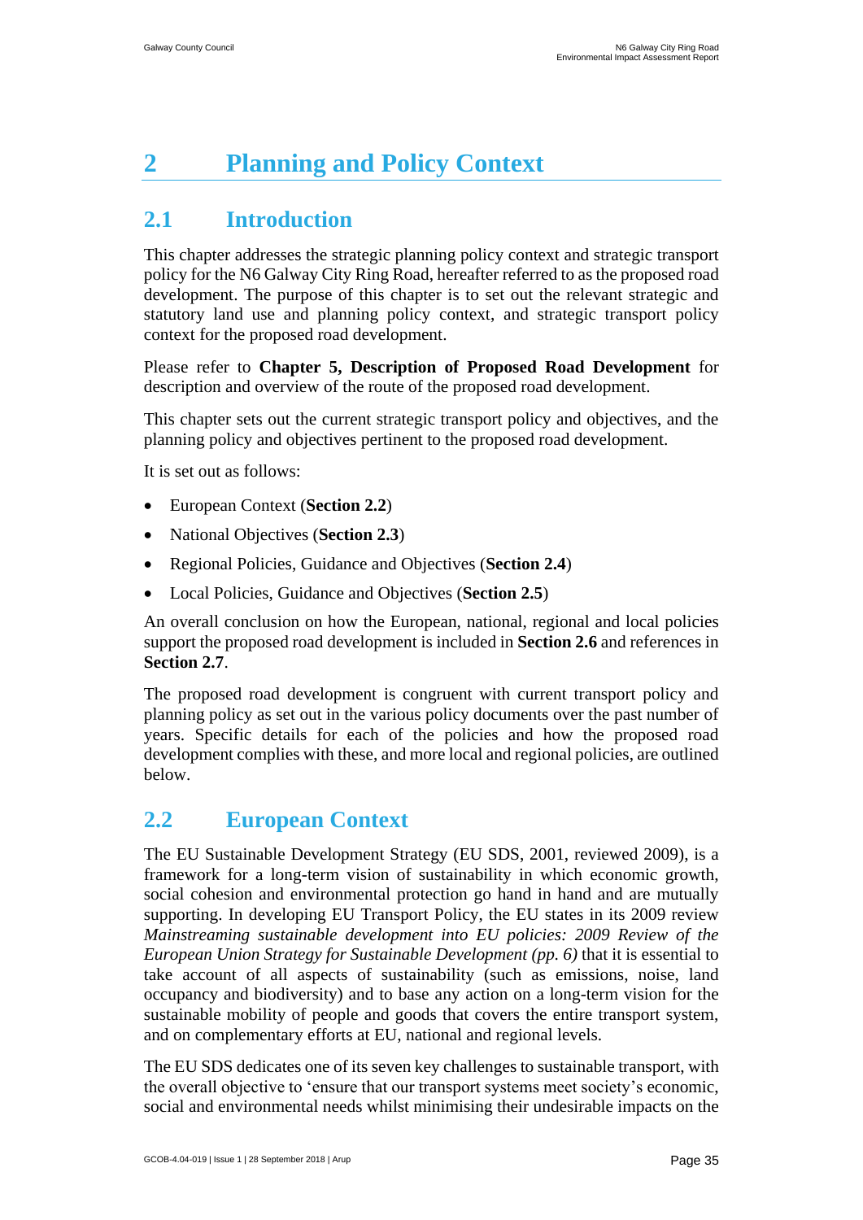# 2 Planning and Policy Context

## 2.1 Introduction

This chapter addresses the strategic planning policy context and strategic transport policy for the N6 Galway City Ring Road, hereafter referred to as the proposed road development. The purpose of this chapter is to set out the relevant strategic and statutory land use and planning policy context, and strategic transport policy context for the proposed road development.

Please refer to **Chapter 5, Description of Proposed Road Development** for description and overview of the route of the proposed road development.

This chapter sets out the current strategic transport policy and objectives, and the planning policy and objectives pertinent to the proposed road development.

It is set out as follows:

- European Context (**Section 2.2**)
- National Objectives (**Section 2.3**)
- Regional Policies, Guidance and Objectives (**Section 2.4**)
- Local Policies, Guidance and Objectives (**Section 2.5**)

An overall conclusion on how the European, national, regional and local policies support the proposed road development is included in **Section 2.6** and references in **Section 2.7**.

The proposed road development is congruent with current transport policy and planning policy as set out in the various policy documents over the past number of years. Specific details for each of the policies and how the proposed road development complies with these, and more local and regional policies, are outlined below.

## 2.2 European Context

The EU Sustainable Development Strategy (EU SDS, 2001, reviewed 2009), is a framework for a long-term vision of sustainability in which economic growth, social cohesion and environmental protection go hand in hand and are mutually supporting. In developing EU Transport Policy, the EU states in its 2009 review *Mainstreaming sustainable development into EU policies: 2009 Review of the European Union Strategy for Sustainable Development (pp. 6)* that it is essential to take account of all aspects of sustainability (such as emissions, noise, land occupancy and biodiversity) and to base any action on a long-term vision for the sustainable mobility of people and goods that covers the entire transport system, and on complementary efforts at EU, national and regional levels.

The EU SDS dedicates one of its seven key challenges to sustainable transport, with the overall objective to 'ensure that our transport systems meet society's economic, social and environmental needs whilst minimising their undesirable impacts on the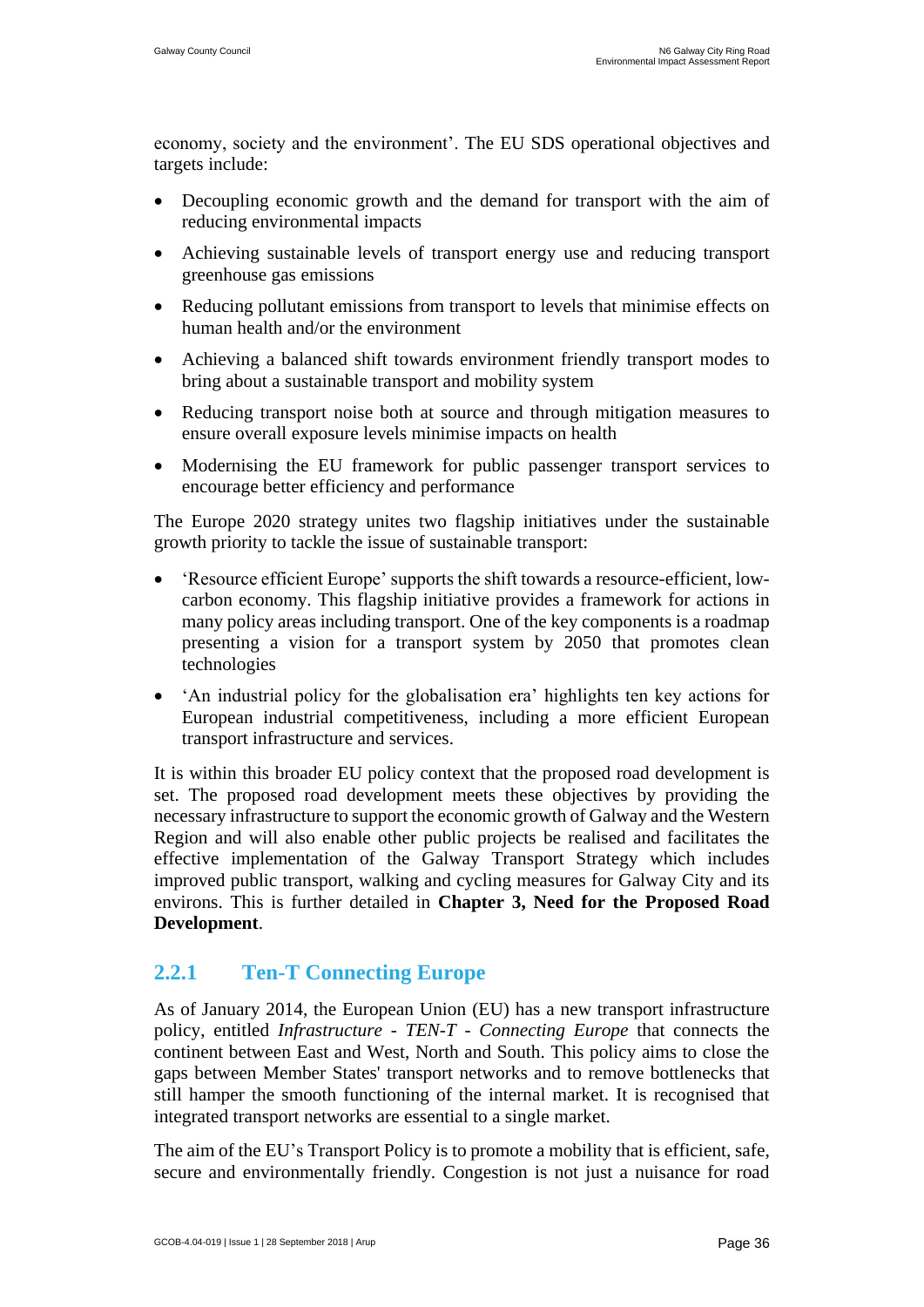economy, society and the environment'. The EU SDS operational objectives and targets include:

- Decoupling economic growth and the demand for transport with the aim of reducing environmental impacts
- Achieving sustainable levels of transport energy use and reducing transport greenhouse gas emissions
- Reducing pollutant emissions from transport to levels that minimise effects on human health and/or the environment
- Achieving a balanced shift towards environment friendly transport modes to bring about a sustainable transport and mobility system
- Reducing transport noise both at source and through mitigation measures to ensure overall exposure levels minimise impacts on health
- Modernising the EU framework for public passenger transport services to encourage better efficiency and performance

The Europe 2020 strategy unites two flagship initiatives under the sustainable growth priority to tackle the issue of sustainable transport:

- 'Resource efficient Europe' supports the shift towards a resource-efficient, low-carbon economy. This flagship initiative provides a framework for actions in many policy areas including transport. One of the key components is a roadmap presenting a vision for a transport system by 2050 that promotes clean technologies
- 'An industrial policy for the globalisation era' highlights ten key actions for European industrial competitiveness, including a more efficient European transport infrastructure and services.

It is within this broader EU policy context that the proposed road development is set. The proposed road development meets these objectives by providing the necessary infrastructure to support the economic growth of Galway and the Western Region and will also enable other public projects be realised and facilitates the effective implementation of the Galway Transport Strategy which includes improved public transport, walking and cycling measures for Galway City and its environs. This is further detailed in **Chapter 3, Need for the Proposed Road Development**.

### 2.2.1 Ten-T Connecting Europe

As of January 2014, the European Union (EU) has a new transport infrastructure policy, entitled *Infrastructure - TEN-T - Connecting Europe* that connects the continent between East and West, North and South. This policy aims to close the gaps between Member States' transport networks and to remove bottlenecks that still hamper the smooth functioning of the internal market. It is recognised that integrated transport networks are essential to a single market.

The aim of the EU's Transport Policy is to promote a mobility that is efficient, safe, secure and environmentally friendly. Congestion is not just a nuisance for road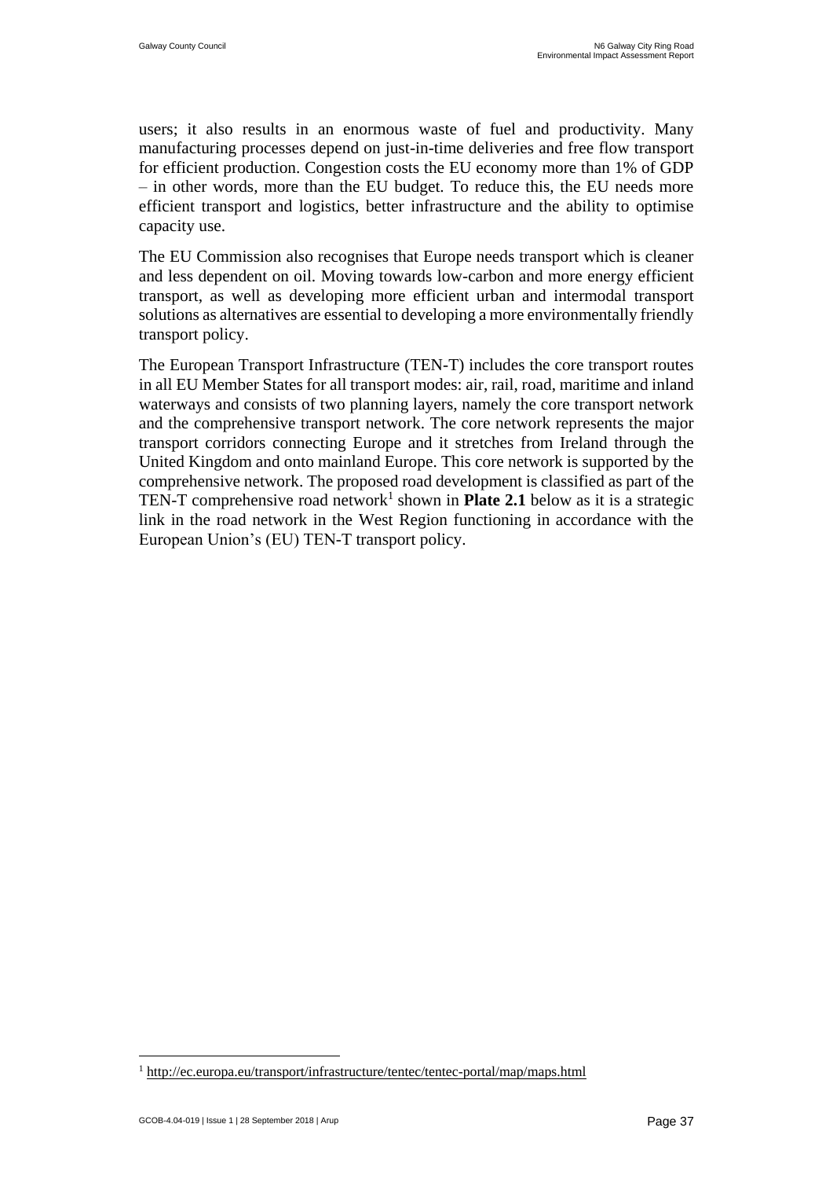users; it also results in an enormous waste of fuel and productivity. Many manufacturing processes depend on just-in-time deliveries and free flow transport for efficient production. Congestion costs the EU economy more than 1% of GDP – in other words, more than the EU budget. To reduce this, the EU needs more efficient transport and logistics, better infrastructure and the ability to optimise capacity use.

The EU Commission also recognises that Europe needs transport which is cleaner and less dependent on oil. Moving towards low-carbon and more energy efficient transport, as well as developing more efficient urban and intermodal transport solutions as alternatives are essential to developing a more environmentally friendly transport policy.

The European Transport Infrastructure (TEN-T) includes the core transport routes in all EU Member States for all transport modes: air, rail, road, maritime and inland waterways and consists of two planning layers, namely the core transport network and the comprehensive transport network. The core network represents the major transport corridors connecting Europe and it stretches from Ireland through the United Kingdom and onto mainland Europe. This core network is supported by the comprehensive network. The proposed road development is classified as part of the TEN-T comprehensive road network[1] shown in **Plate 2.1** below as it is a strategic link in the road network in the West Region functioning in accordance with the European Union's (EU) TEN-T transport policy.

[1] http://ec.europa.eu/transport/infrastructure/tentec/tentec-portal/map/maps.html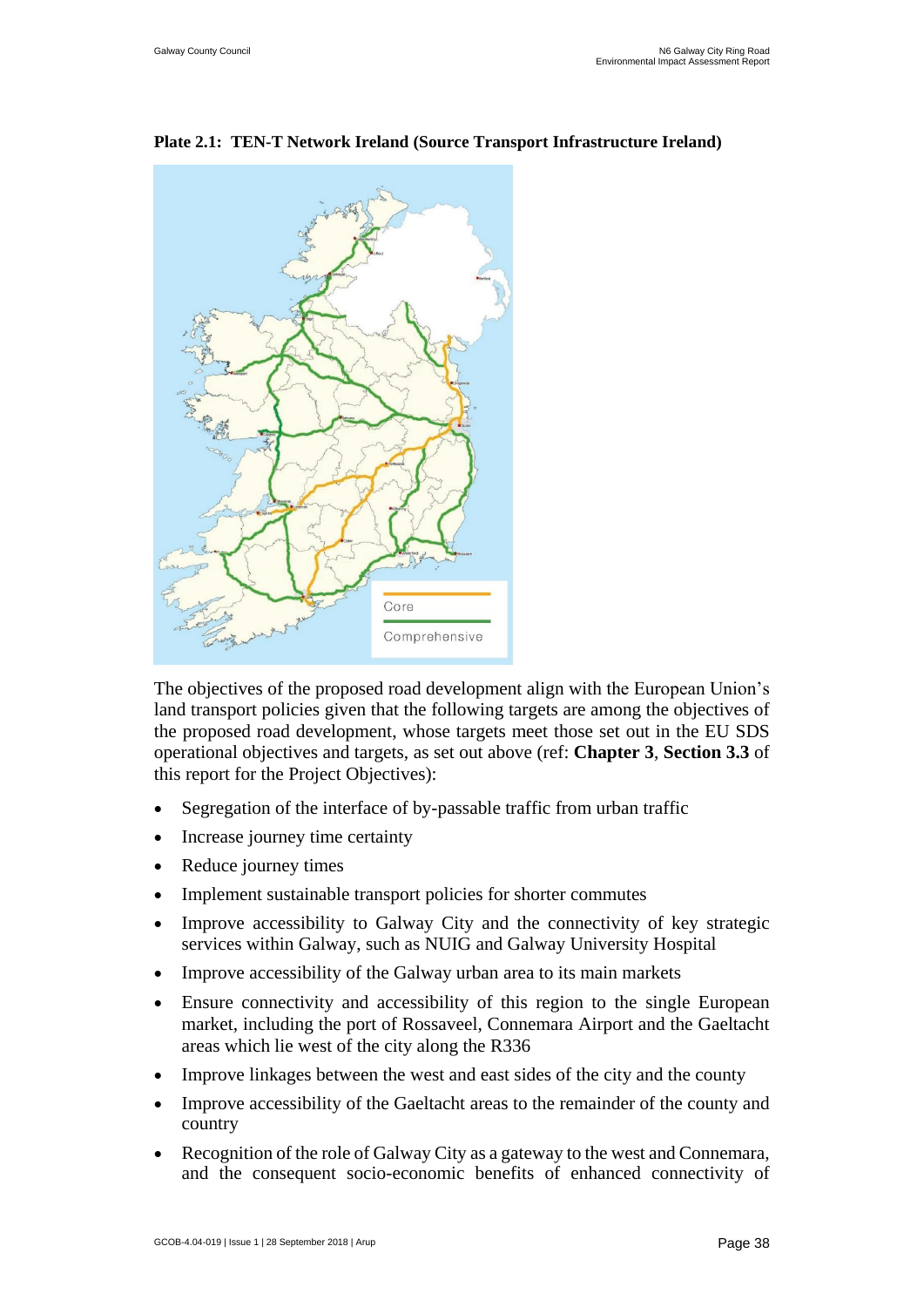**Plate 2.1: TEN-T Network Ireland (Source Transport Infrastructure Ireland)**

The objectives of the proposed road development align with the European Union's land transport policies given that the following targets are among the objectives of the proposed road development, whose targets meet those set out in the EU SDS operational objectives and targets, as set out above (ref: **Chapter 3**, **Section 3.3** of this report for the Project Objectives):

- Segregation of the interface of by-passable traffic from urban traffic
- Increase journey time certainty
- Reduce journey times
- Implement sustainable transport policies for shorter commutes
- Improve accessibility to Galway City and the connectivity of key strategic services within Galway, such as NUIG and Galway University Hospital
- Improve accessibility of the Galway urban area to its main markets
- Ensure connectivity and accessibility of this region to the single European market, including the port of Rossaveel, Connemara Airport and the Gaeltacht areas which lie west of the city along the R336
- Improve linkages between the west and east sides of the city and the county
- Improve accessibility of the Gaeltacht areas to the remainder of the county and country
- Recognition of the role of Galway City as a gateway to the west and Connemara, and the consequent socio-economic benefits of enhanced connectivity of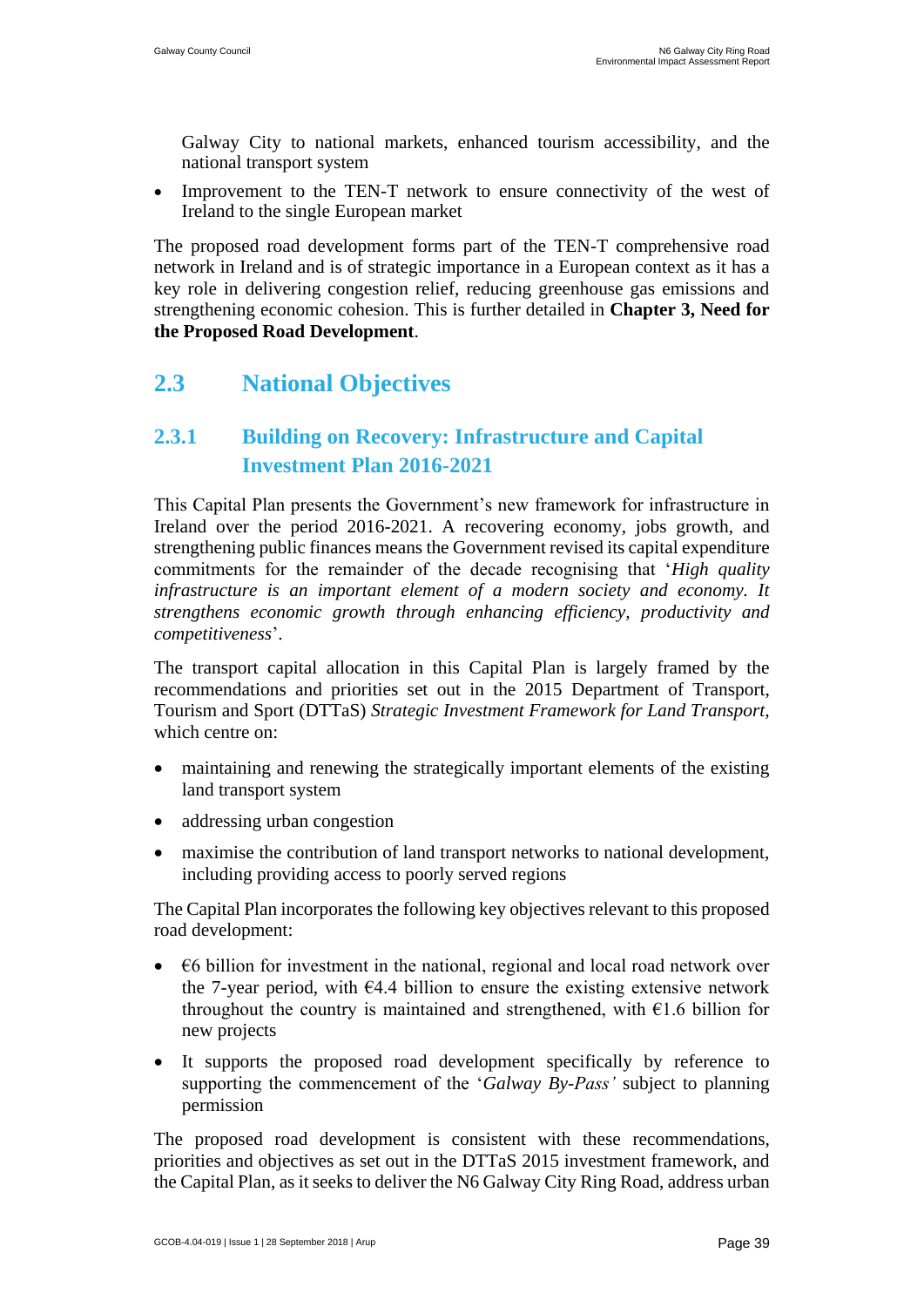Galway City to national markets, enhanced tourism accessibility, and the national transport system

- Improvement to the TEN-T network to ensure connectivity of the west of Ireland to the single European market

The proposed road development forms part of the TEN-T comprehensive road network in Ireland and is of strategic importance in a European context as it has a key role in delivering congestion relief, reducing greenhouse gas emissions and strengthening economic cohesion. This is further detailed in **Chapter 3, Need for the Proposed Road Development**.

## 2.3 National Objectives

### 2.3.1 Building on Recovery: Infrastructure and Capital Investment Plan 2016-2021

This Capital Plan presents the Government's new framework for infrastructure in Ireland over the period 2016-2021. A recovering economy, jobs growth, and strengthening public finances means the Government revised its capital expenditure commitments for the remainder of the decade recognising that '*High quality infrastructure is an important element of a modern society and economy. It strengthens economic growth through enhancing efficiency, productivity and competitiveness*'.

The transport capital allocation in this Capital Plan is largely framed by the recommendations and priorities set out in the 2015 Department of Transport, Tourism and Sport (DTTaS) *Strategic Investment Framework for Land Transport*, which centre on:

- maintaining and renewing the strategically important elements of the existing land transport system
- addressing urban congestion
- maximise the contribution of land transport networks to national development, including providing access to poorly served regions

The Capital Plan incorporates the following key objectives relevant to this proposed road development:

- €6 billion for investment in the national, regional and local road network over the 7-year period, with €4.4 billion to ensure the existing extensive network throughout the country is maintained and strengthened, with €1.6 billion for new projects
- It supports the proposed road development specifically by reference to supporting the commencement of the '*Galway By-Pass'* subject to planning permission

The proposed road development is consistent with these recommendations, priorities and objectives as set out in the DTTaS 2015 investment framework, and the Capital Plan, as it seeks to deliver the N6 Galway City Ring Road, address urban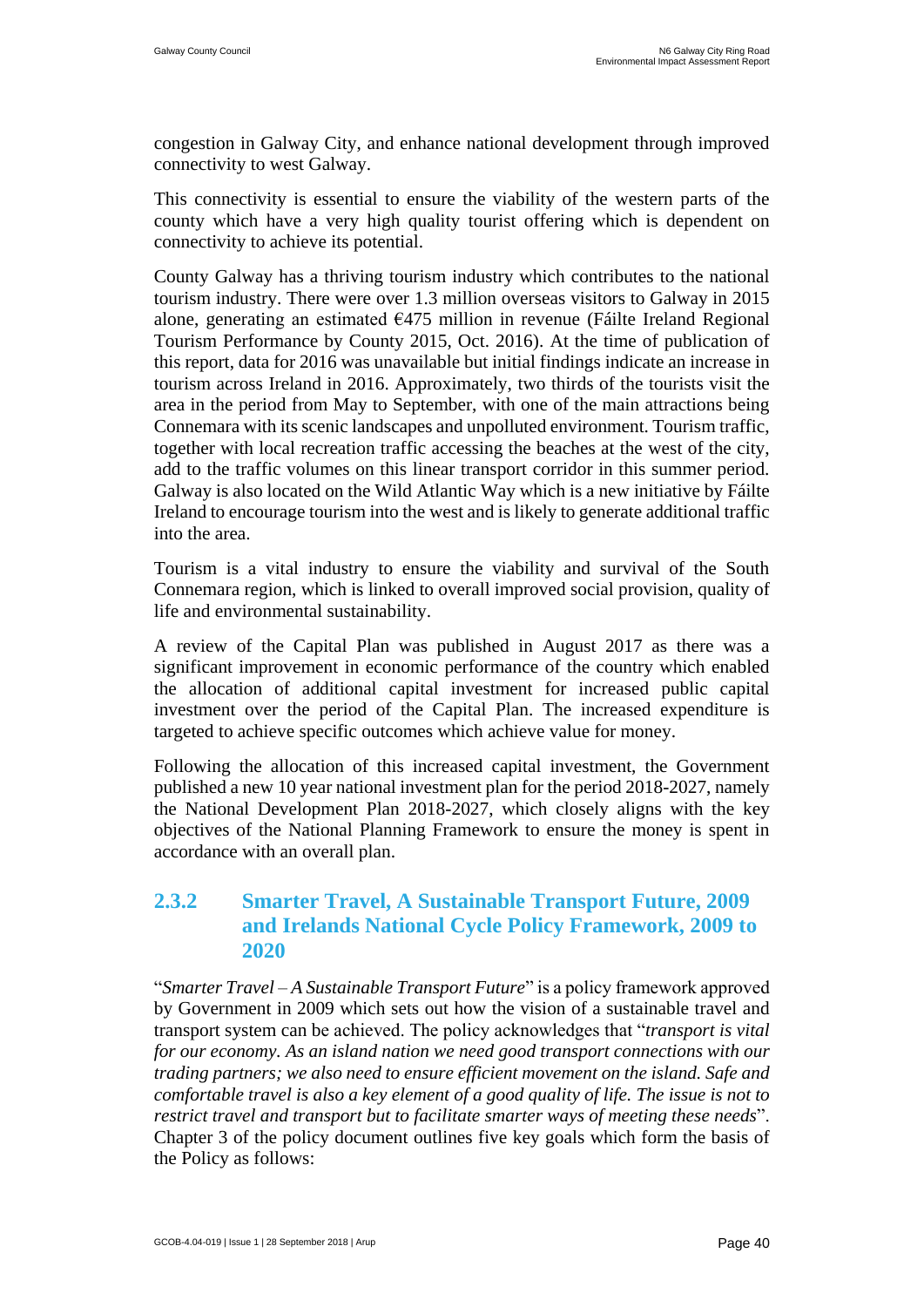congestion in Galway City, and enhance national development through improved connectivity to west Galway.

This connectivity is essential to ensure the viability of the western parts of the county which have a very high quality tourist offering which is dependent on connectivity to achieve its potential.

County Galway has a thriving tourism industry which contributes to the national tourism industry. There were over 1.3 million overseas visitors to Galway in 2015 alone, generating an estimated €475 million in revenue (Fáilte Ireland Regional Tourism Performance by County 2015, Oct. 2016). At the time of publication of this report, data for 2016 was unavailable but initial findings indicate an increase in tourism across Ireland in 2016. Approximately, two thirds of the tourists visit the area in the period from May to September, with one of the main attractions being Connemara with its scenic landscapes and unpolluted environment. Tourism traffic, together with local recreation traffic accessing the beaches at the west of the city, add to the traffic volumes on this linear transport corridor in this summer period. Galway is also located on the Wild Atlantic Way which is a new initiative by Fáilte Ireland to encourage tourism into the west and is likely to generate additional traffic into the area.

Tourism is a vital industry to ensure the viability and survival of the South Connemara region, which is linked to overall improved social provision, quality of life and environmental sustainability.

A review of the Capital Plan was published in August 2017 as there was a significant improvement in economic performance of the country which enabled the allocation of additional capital investment for increased public capital investment over the period of the Capital Plan. The increased expenditure is targeted to achieve specific outcomes which achieve value for money.

Following the allocation of this increased capital investment, the Government published a new 10 year national investment plan for the period 2018-2027, namely the National Development Plan 2018-2027, which closely aligns with the key objectives of the National Planning Framework to ensure the money is spent in accordance with an overall plan.

### 2.3.2 Smarter Travel, A Sustainable Transport Future, 2009 and Irelands National Cycle Policy Framework, 2009 to 2020

"*Smarter Travel – A Sustainable Transport Future*" is a policy framework approved by Government in 2009 which sets out how the vision of a sustainable travel and transport system can be achieved. The policy acknowledges that "*transport is vital for our economy. As an island nation we need good transport connections with our trading partners; we also need to ensure efficient movement on the island. Safe and comfortable travel is also a key element of a good quality of life. The issue is not to restrict travel and transport but to facilitate smarter ways of meeting these needs*". Chapter 3 of the policy document outlines five key goals which form the basis of the Policy as follows: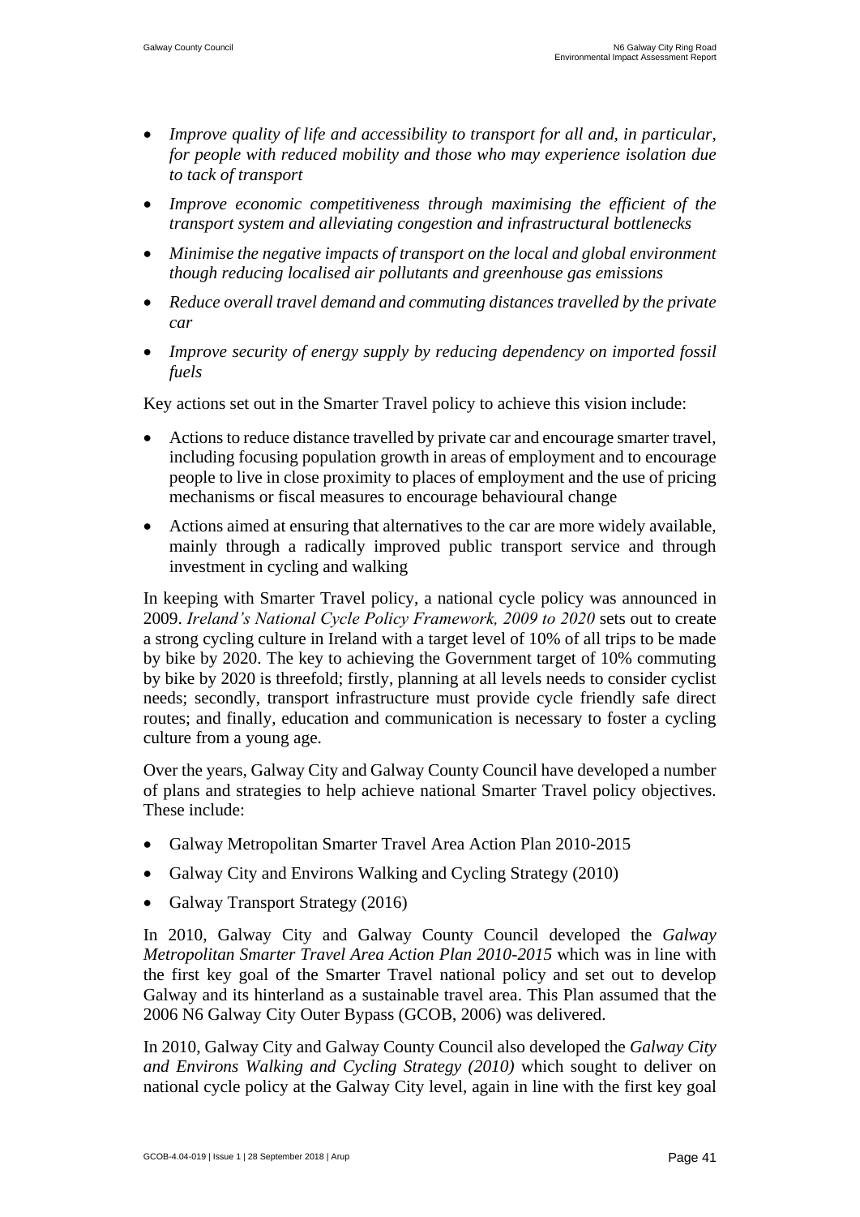- *Improve quality of life and accessibility to transport for all and, in particular, for people with reduced mobility and those who may experience isolation due to tack of transport*
- *Improve economic competitiveness through maximising the efficient of the transport system and alleviating congestion and infrastructural bottlenecks*
- *Minimise the negative impacts of transport on the local and global environment though reducing localised air pollutants and greenhouse gas emissions*
- *Reduce overall travel demand and commuting distances travelled by the private car*
- *Improve security of energy supply by reducing dependency on imported fossil fuels*

Key actions set out in the Smarter Travel policy to achieve this vision include:

- Actions to reduce distance travelled by private car and encourage smarter travel, including focusing population growth in areas of employment and to encourage people to live in close proximity to places of employment and the use of pricing mechanisms or fiscal measures to encourage behavioural change
- Actions aimed at ensuring that alternatives to the car are more widely available, mainly through a radically improved public transport service and through investment in cycling and walking

In keeping with Smarter Travel policy, a national cycle policy was announced in 2009. *Ireland's National Cycle Policy Framework, 2009 to 2020* sets out to create a strong cycling culture in Ireland with a target level of 10% of all trips to be made by bike by 2020. The key to achieving the Government target of 10% commuting by bike by 2020 is threefold; firstly, planning at all levels needs to consider cyclist needs; secondly, transport infrastructure must provide cycle friendly safe direct routes; and finally, education and communication is necessary to foster a cycling culture from a young age.

Over the years, Galway City and Galway County Council have developed a number of plans and strategies to help achieve national Smarter Travel policy objectives. These include:

- Galway Metropolitan Smarter Travel Area Action Plan 2010-2015
- Galway City and Environs Walking and Cycling Strategy (2010)
- Galway Transport Strategy (2016)

In 2010, Galway City and Galway County Council developed the *Galway Metropolitan Smarter Travel Area Action Plan 2010-2015* which was in line with the first key goal of the Smarter Travel national policy and set out to develop Galway and its hinterland as a sustainable travel area. This Plan assumed that the 2006 N6 Galway City Outer Bypass (GCOB, 2006) was delivered.

In 2010, Galway City and Galway County Council also developed the *Galway City and Environs Walking and Cycling Strategy (2010)* which sought to deliver on national cycle policy at the Galway City level, again in line with the first key goal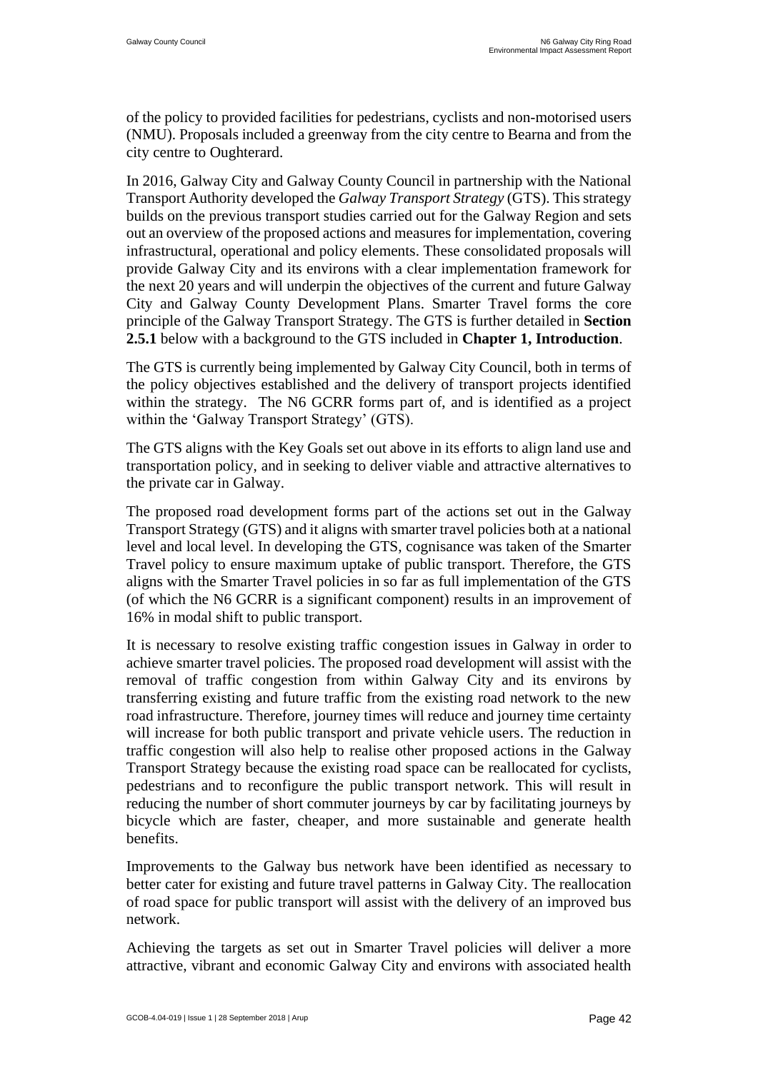of the policy to provided facilities for pedestrians, cyclists and non-motorised users (NMU). Proposals included a greenway from the city centre to Bearna and from the city centre to Oughterard.

In 2016, Galway City and Galway County Council in partnership with the National Transport Authority developed the *Galway Transport Strategy* (GTS). This strategy builds on the previous transport studies carried out for the Galway Region and sets out an overview of the proposed actions and measures for implementation, covering infrastructural, operational and policy elements. These consolidated proposals will provide Galway City and its environs with a clear implementation framework for the next 20 years and will underpin the objectives of the current and future Galway City and Galway County Development Plans. Smarter Travel forms the core principle of the Galway Transport Strategy. The GTS is further detailed in **Section 2.5.1** below with a background to the GTS included in **Chapter 1, Introduction**.

The GTS is currently being implemented by Galway City Council, both in terms of the policy objectives established and the delivery of transport projects identified within the strategy. The N6 GCRR forms part of, and is identified as a project within the 'Galway Transport Strategy' (GTS).

The GTS aligns with the Key Goals set out above in its efforts to align land use and transportation policy, and in seeking to deliver viable and attractive alternatives to the private car in Galway.

The proposed road development forms part of the actions set out in the Galway Transport Strategy (GTS) and it aligns with smarter travel policies both at a national level and local level. In developing the GTS, cognisance was taken of the Smarter Travel policy to ensure maximum uptake of public transport. Therefore, the GTS aligns with the Smarter Travel policies in so far as full implementation of the GTS (of which the N6 GCRR is a significant component) results in an improvement of 16% in modal shift to public transport.

It is necessary to resolve existing traffic congestion issues in Galway in order to achieve smarter travel policies. The proposed road development will assist with the removal of traffic congestion from within Galway City and its environs by transferring existing and future traffic from the existing road network to the new road infrastructure. Therefore, journey times will reduce and journey time certainty will increase for both public transport and private vehicle users. The reduction in traffic congestion will also help to realise other proposed actions in the Galway Transport Strategy because the existing road space can be reallocated for cyclists, pedestrians and to reconfigure the public transport network. This will result in reducing the number of short commuter journeys by car by facilitating journeys by bicycle which are faster, cheaper, and more sustainable and generate health benefits.

Improvements to the Galway bus network have been identified as necessary to better cater for existing and future travel patterns in Galway City. The reallocation of road space for public transport will assist with the delivery of an improved bus network.

Achieving the targets as set out in Smarter Travel policies will deliver a more attractive, vibrant and economic Galway City and environs with associated health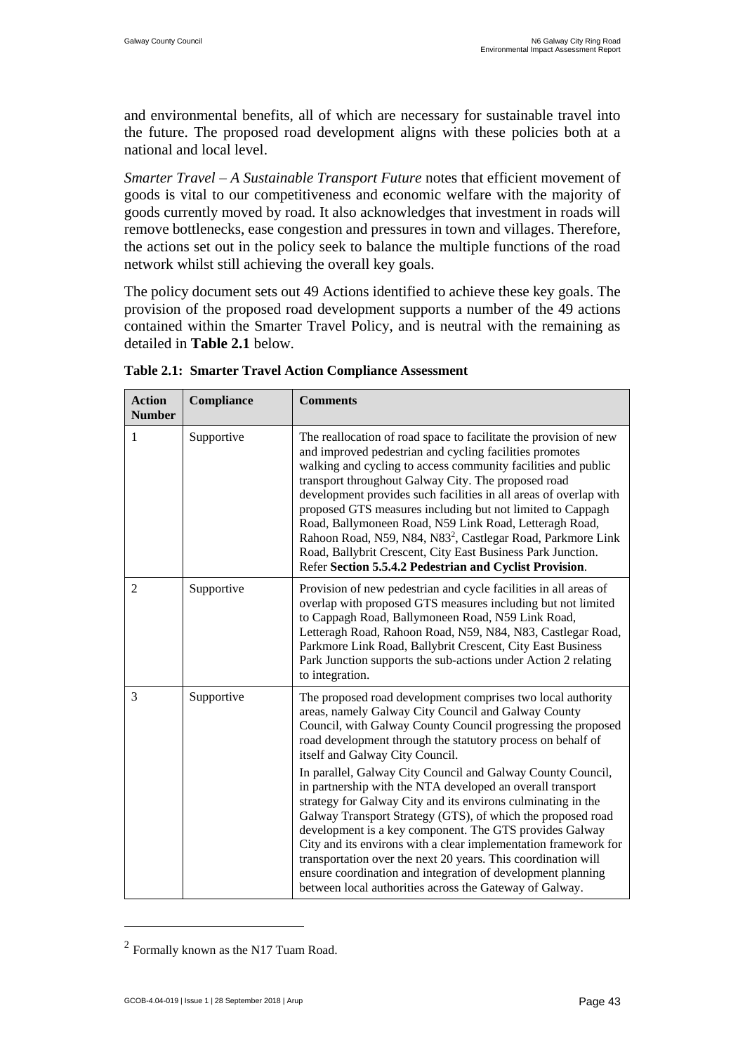and environmental benefits, all of which are necessary for sustainable travel into the future. The proposed road development aligns with these policies both at a national and local level.

*Smarter Travel – A Sustainable Transport Future* notes that efficient movement of goods is vital to our competitiveness and economic welfare with the majority of goods currently moved by road. It also acknowledges that investment in roads will remove bottlenecks, ease congestion and pressures in town and villages. Therefore, the actions set out in the policy seek to balance the multiple functions of the road network whilst still achieving the overall key goals.

The policy document sets out 49 Actions identified to achieve these key goals. The provision of the proposed road development supports a number of the 49 actions contained within the Smarter Travel Policy, and is neutral with the remaining as detailed in **Table 2.1** below.

**Table 2.1: Smarter Travel Action Compliance Assessment**

| Action Number | Compliance | Comments |
|---|---|---|
| 1 | Supportive | The reallocation of road space to facilitate the provision of new and improved pedestrian and cycling facilities promotes walking and cycling to access community facilities and public transport throughout Galway City. The proposed road development provides such facilities in all areas of overlap with proposed GTS measures including but not limited to Cappagh Road, Ballymoneen Road, N59 Link Road, Letteragh Road, Rahoon Road, N59, N84, N83[2], Castlegar Road, Parkmore Link Road, Ballybrit Crescent, City East Business Park Junction. Refer **Section 5.5.4.2 Pedestrian and Cyclist Provision**. |
| 2 | Supportive | Provision of new pedestrian and cycle facilities in all areas of overlap with proposed GTS measures including but not limited to Cappagh Road, Ballymoneen Road, N59 Link Road, Letteragh Road, Rahoon Road, N59, N84, N83, Castlegar Road, Parkmore Link Road, Ballybrit Crescent, City East Business Park Junction supports the sub-actions under Action 2 relating to integration. |
| 3 | Supportive | The proposed road development comprises two local authority areas, namely Galway City Council and Galway County Council, with Galway County Council progressing the proposed road development through the statutory process on behalf of itself and Galway City Council.<br><br>In parallel, Galway City Council and Galway County Council, in partnership with the NTA developed an overall transport strategy for Galway City and its environs culminating in the Galway Transport Strategy (GTS), of which the proposed road development is a key component. The GTS provides Galway City and its environs with a clear implementation framework for transportation over the next 20 years. This coordination will ensure coordination and integration of development planning between local authorities across the Gateway of Galway. |

[2] Formally known as the N17 Tuam Road.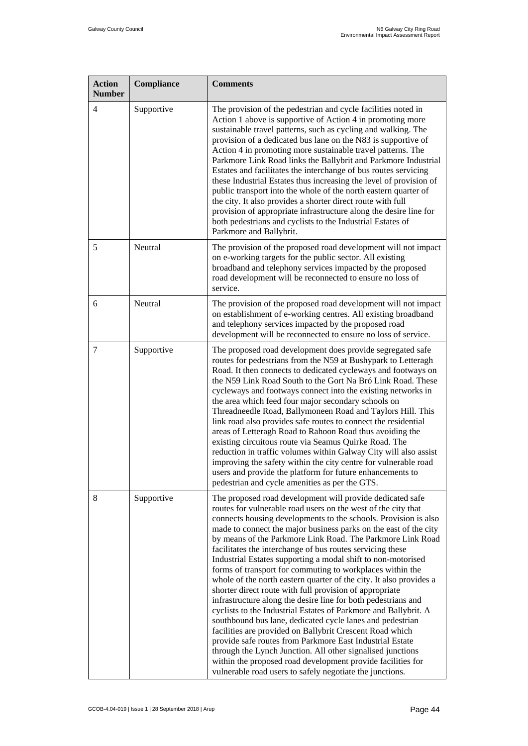| Action Number | Compliance | Comments |
|---|---|---|
| 4 | Supportive | The provision of the pedestrian and cycle facilities noted in Action 1 above is supportive of Action 4 in promoting more sustainable travel patterns, such as cycling and walking. The provision of a dedicated bus lane on the N83 is supportive of Action 4 in promoting more sustainable travel patterns. The Parkmore Link Road links the Ballybrit and Parkmore Industrial Estates and facilitates the interchange of bus routes servicing these Industrial Estates thus increasing the level of provision of public transport into the whole of the north eastern quarter of the city. It also provides a shorter direct route with full provision of appropriate infrastructure along the desire line for both pedestrians and cyclists to the Industrial Estates of Parkmore and Ballybrit. |
| 5 | Neutral | The provision of the proposed road development will not impact on e-working targets for the public sector. All existing broadband and telephony services impacted by the proposed road development will be reconnected to ensure no loss of service. |
| 6 | Neutral | The provision of the proposed road development will not impact on establishment of e-working centres. All existing broadband and telephony services impacted by the proposed road development will be reconnected to ensure no loss of service. |
| 7 | Supportive | The proposed road development does provide segregated safe routes for pedestrians from the N59 at Bushypark to Letteragh Road. It then connects to dedicated cycleways and footways on the N59 Link Road South to the Gort Na Bró Link Road. These cycleways and footways connect into the existing networks in the area which feed four major secondary schools on Threadneedle Road, Ballymoneen Road and Taylors Hill. This link road also provides safe routes to connect the residential areas of Letteragh Road to Rahoon Road thus avoiding the existing circuitous route via Seamus Quirke Road. The reduction in traffic volumes within Galway City will also assist improving the safety within the city centre for vulnerable road users and provide the platform for future enhancements to pedestrian and cycle amenities as per the GTS. |
| 8 | Supportive | The proposed road development will provide dedicated safe routes for vulnerable road users on the west of the city that connects housing developments to the schools. Provision is also made to connect the major business parks on the east of the city by means of the Parkmore Link Road. The Parkmore Link Road facilitates the interchange of bus routes servicing these Industrial Estates supporting a modal shift to non-motorised forms of transport for commuting to workplaces within the whole of the north eastern quarter of the city. It also provides a shorter direct route with full provision of appropriate infrastructure along the desire line for both pedestrians and cyclists to the Industrial Estates of Parkmore and Ballybrit. A southbound bus lane, dedicated cycle lanes and pedestrian facilities are provided on Ballybrit Crescent Road which provide safe routes from Parkmore East Industrial Estate through the Lynch Junction. All other signalised junctions within the proposed road development provide facilities for vulnerable road users to safely negotiate the junctions. |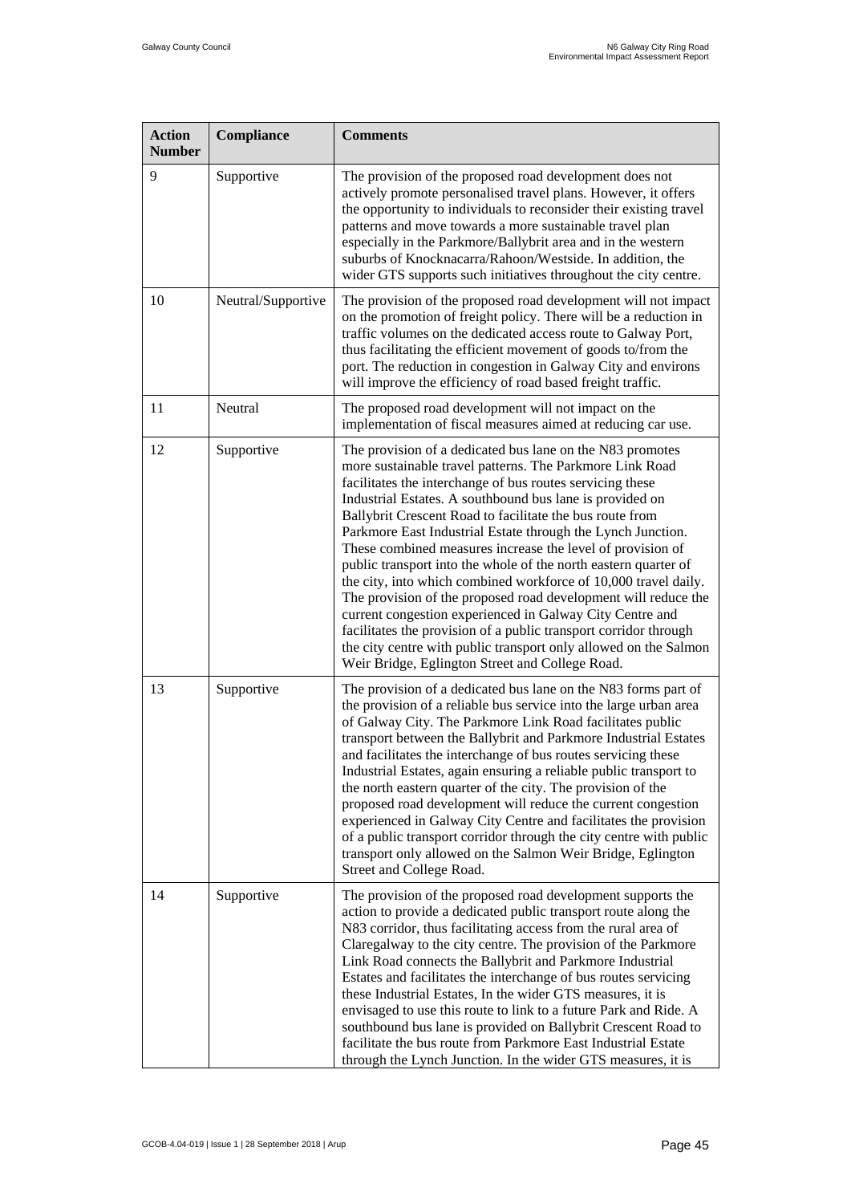| Action Number | Compliance | Comments |
|---|---|---|
| 9 | Supportive | The provision of the proposed road development does not actively promote personalised travel plans. However, it offers the opportunity to individuals to reconsider their existing travel patterns and move towards a more sustainable travel plan especially in the Parkmore/Ballybrit area and in the western suburbs of Knocknacarra/Rahoon/Westside. In addition, the wider GTS supports such initiatives throughout the city centre. |
| 10 | Neutral/Supportive | The provision of the proposed road development will not impact on the promotion of freight policy. There will be a reduction in traffic volumes on the dedicated access route to Galway Port, thus facilitating the efficient movement of goods to/from the port. The reduction in congestion in Galway City and environs will improve the efficiency of road based freight traffic. |
| 11 | Neutral | The proposed road development will not impact on the implementation of fiscal measures aimed at reducing car use. |
| 12 | Supportive | The provision of a dedicated bus lane on the N83 promotes more sustainable travel patterns. The Parkmore Link Road facilitates the interchange of bus routes servicing these Industrial Estates. A southbound bus lane is provided on Ballybrit Crescent Road to facilitate the bus route from Parkmore East Industrial Estate through the Lynch Junction. These combined measures increase the level of provision of public transport into the whole of the north eastern quarter of the city, into which combined workforce of 10,000 travel daily. The provision of the proposed road development will reduce the current congestion experienced in Galway City Centre and facilitates the provision of a public transport corridor through the city centre with public transport only allowed on the Salmon Weir Bridge, Eglington Street and College Road. |
| 13 | Supportive | The provision of a dedicated bus lane on the N83 forms part of the provision of a reliable bus service into the large urban area of Galway City. The Parkmore Link Road facilitates public transport between the Ballybrit and Parkmore Industrial Estates and facilitates the interchange of bus routes servicing these Industrial Estates, again ensuring a reliable public transport to the north eastern quarter of the city. The provision of the proposed road development will reduce the current congestion experienced in Galway City Centre and facilitates the provision of a public transport corridor through the city centre with public transport only allowed on the Salmon Weir Bridge, Eglington Street and College Road. |
| 14 | Supportive | The provision of the proposed road development supports the action to provide a dedicated public transport route along the N83 corridor, thus facilitating access from the rural area of Claregalway to the city centre. The provision of the Parkmore Link Road connects the Ballybrit and Parkmore Industrial Estates and facilitates the interchange of bus routes servicing these Industrial Estates, In the wider GTS measures, it is envisaged to use this route to link to a future Park and Ride. A southbound bus lane is provided on Ballybrit Crescent Road to facilitate the bus route from Parkmore East Industrial Estate through the Lynch Junction. In the wider GTS measures, it is |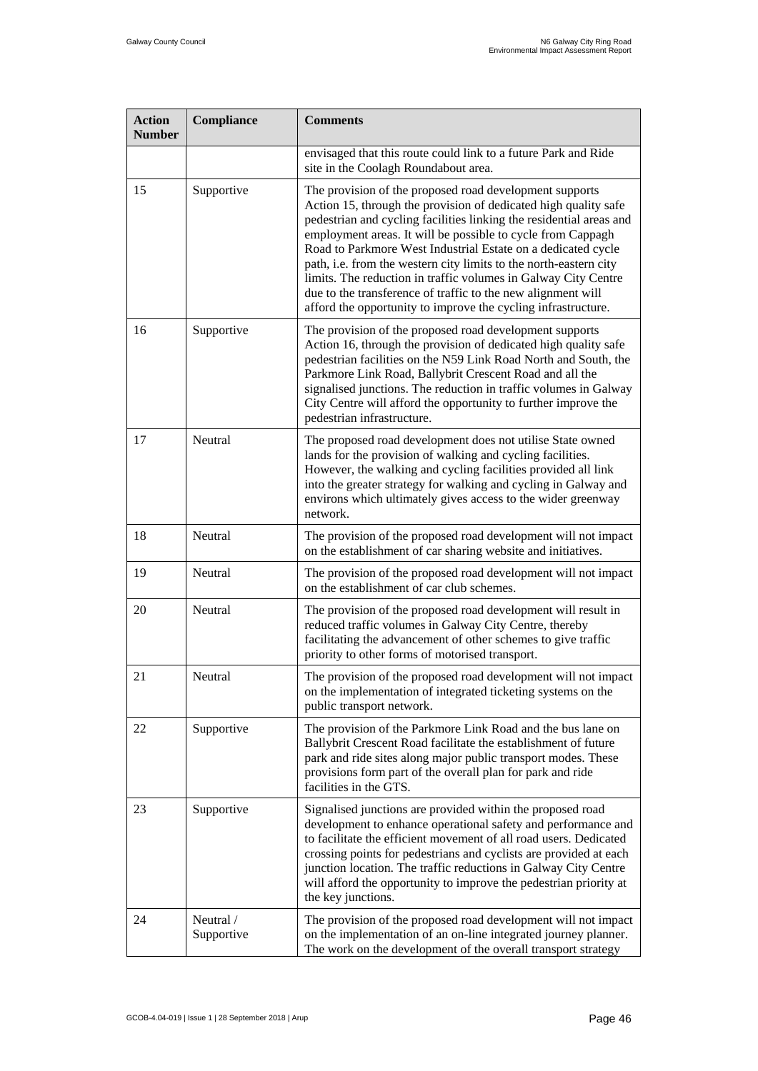| Action Number | Compliance | Comments |
|---|---|---|
| | | envisaged that this route could link to a future Park and Ride site in the Coolagh Roundabout area. |
| 15 | Supportive | The provision of the proposed road development supports Action 15, through the provision of dedicated high quality safe pedestrian and cycling facilities linking the residential areas and employment areas. It will be possible to cycle from Cappagh Road to Parkmore West Industrial Estate on a dedicated cycle path, i.e. from the western city limits to the north-eastern city limits. The reduction in traffic volumes in Galway City Centre due to the transference of traffic to the new alignment will afford the opportunity to improve the cycling infrastructure. |
| 16 | Supportive | The provision of the proposed road development supports Action 16, through the provision of dedicated high quality safe pedestrian facilities on the N59 Link Road North and South, the Parkmore Link Road, Ballybrit Crescent Road and all the signalised junctions. The reduction in traffic volumes in Galway City Centre will afford the opportunity to further improve the pedestrian infrastructure. |
| 17 | Neutral | The proposed road development does not utilise State owned lands for the provision of walking and cycling facilities. However, the walking and cycling facilities provided all link into the greater strategy for walking and cycling in Galway and environs which ultimately gives access to the wider greenway network. |
| 18 | Neutral | The provision of the proposed road development will not impact on the establishment of car sharing website and initiatives. |
| 19 | Neutral | The provision of the proposed road development will not impact on the establishment of car club schemes. |
| 20 | Neutral | The provision of the proposed road development will result in reduced traffic volumes in Galway City Centre, thereby facilitating the advancement of other schemes to give traffic priority to other forms of motorised transport. |
| 21 | Neutral | The provision of the proposed road development will not impact on the implementation of integrated ticketing systems on the public transport network. |
| 22 | Supportive | The provision of the Parkmore Link Road and the bus lane on Ballybrit Crescent Road facilitate the establishment of future park and ride sites along major public transport modes. These provisions form part of the overall plan for park and ride facilities in the GTS. |
| 23 | Supportive | Signalised junctions are provided within the proposed road development to enhance operational safety and performance and to facilitate the efficient movement of all road users. Dedicated crossing points for pedestrians and cyclists are provided at each junction location. The traffic reductions in Galway City Centre will afford the opportunity to improve the pedestrian priority at the key junctions. |
| 24 | Neutral / Supportive | The provision of the proposed road development will not impact on the implementation of an on-line integrated journey planner. The work on the development of the overall transport strategy |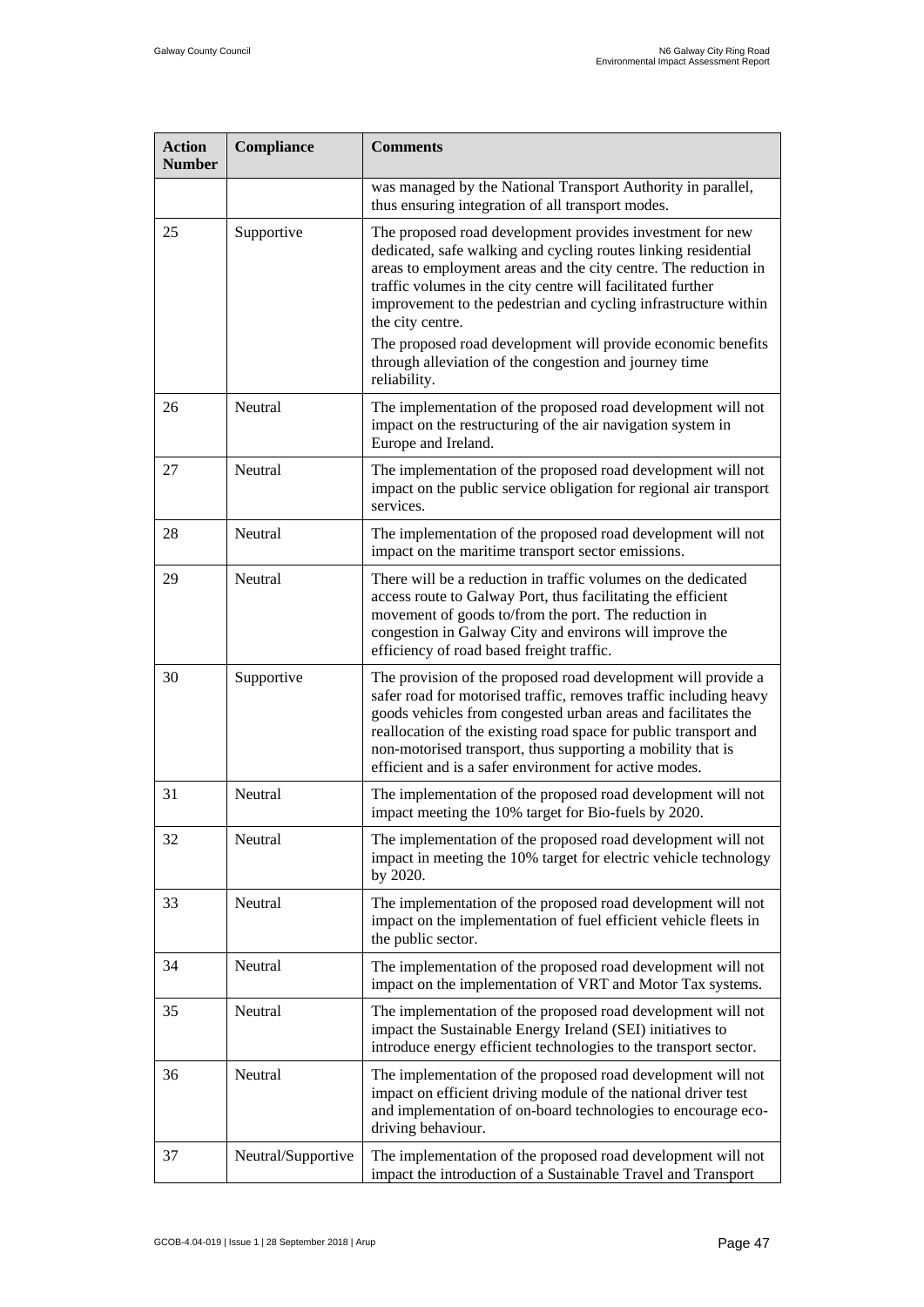| Action Number | Compliance | Comments |
|---|---|---|
| | | was managed by the National Transport Authority in parallel, thus ensuring integration of all transport modes. |
| 25 | Supportive | The proposed road development provides investment for new dedicated, safe walking and cycling routes linking residential areas to employment areas and the city centre. The reduction in traffic volumes in the city centre will facilitated further improvement to the pedestrian and cycling infrastructure within the city centre.<br><br>The proposed road development will provide economic benefits through alleviation of the congestion and journey time reliability. |
| 26 | Neutral | The implementation of the proposed road development will not impact on the restructuring of the air navigation system in Europe and Ireland. |
| 27 | Neutral | The implementation of the proposed road development will not impact on the public service obligation for regional air transport services. |
| 28 | Neutral | The implementation of the proposed road development will not impact on the maritime transport sector emissions. |
| 29 | Neutral | There will be a reduction in traffic volumes on the dedicated access route to Galway Port, thus facilitating the efficient movement of goods to/from the port. The reduction in congestion in Galway City and environs will improve the efficiency of road based freight traffic. |
| 30 | Supportive | The provision of the proposed road development will provide a safer road for motorised traffic, removes traffic including heavy goods vehicles from congested urban areas and facilitates the reallocation of the existing road space for public transport and non-motorised transport, thus supporting a mobility that is efficient and is a safer environment for active modes. |
| 31 | Neutral | The implementation of the proposed road development will not impact meeting the 10% target for Bio-fuels by 2020. |
| 32 | Neutral | The implementation of the proposed road development will not impact in meeting the 10% target for electric vehicle technology by 2020. |
| 33 | Neutral | The implementation of the proposed road development will not impact on the implementation of fuel efficient vehicle fleets in the public sector. |
| 34 | Neutral | The implementation of the proposed road development will not impact on the implementation of VRT and Motor Tax systems. |
| 35 | Neutral | The implementation of the proposed road development will not impact the Sustainable Energy Ireland (SEI) initiatives to introduce energy efficient technologies to the transport sector. |
| 36 | Neutral | The implementation of the proposed road development will not impact on efficient driving module of the national driver test and implementation of on-board technologies to encourage eco-driving behaviour. |
| 37 | Neutral/Supportive | The implementation of the proposed road development will not impact the introduction of a Sustainable Travel and Transport |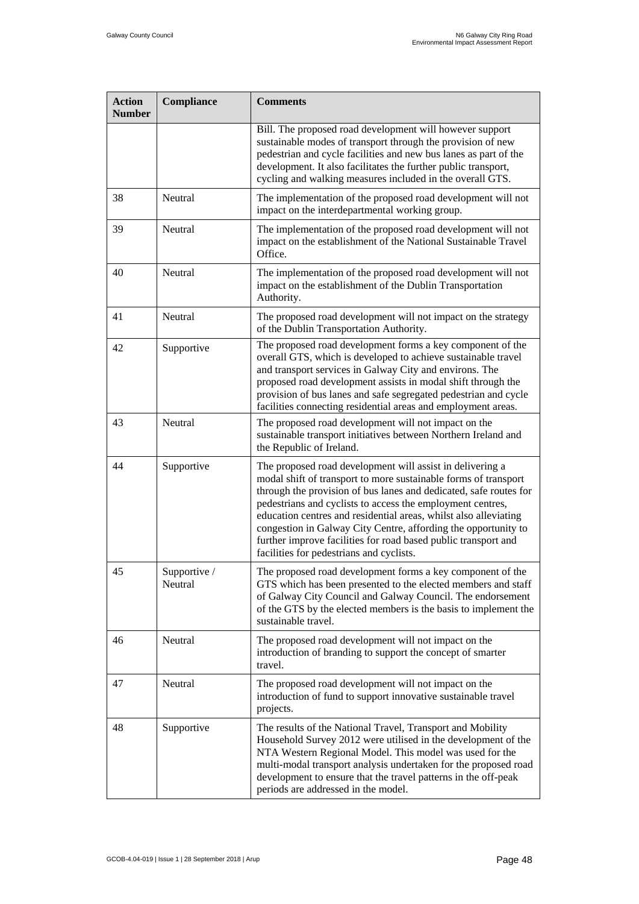| Action Number | Compliance | Comments |
|---|---|---|
| | | Bill. The proposed road development will however support sustainable modes of transport through the provision of new pedestrian and cycle facilities and new bus lanes as part of the development. It also facilitates the further public transport, cycling and walking measures included in the overall GTS. |
| 38 | Neutral | The implementation of the proposed road development will not impact on the interdepartmental working group. |
| 39 | Neutral | The implementation of the proposed road development will not impact on the establishment of the National Sustainable Travel Office. |
| 40 | Neutral | The implementation of the proposed road development will not impact on the establishment of the Dublin Transportation Authority. |
| 41 | Neutral | The proposed road development will not impact on the strategy of the Dublin Transportation Authority. |
| 42 | Supportive | The proposed road development forms a key component of the overall GTS, which is developed to achieve sustainable travel and transport services in Galway City and environs. The proposed road development assists in modal shift through the provision of bus lanes and safe segregated pedestrian and cycle facilities connecting residential areas and employment areas. |
| 43 | Neutral | The proposed road development will not impact on the sustainable transport initiatives between Northern Ireland and the Republic of Ireland. |
| 44 | Supportive | The proposed road development will assist in delivering a modal shift of transport to more sustainable forms of transport through the provision of bus lanes and dedicated, safe routes for pedestrians and cyclists to access the employment centres, education centres and residential areas, whilst also alleviating congestion in Galway City Centre, affording the opportunity to further improve facilities for road based public transport and facilities for pedestrians and cyclists. |
| 45 | Supportive / Neutral | The proposed road development forms a key component of the GTS which has been presented to the elected members and staff of Galway City Council and Galway Council. The endorsement of the GTS by the elected members is the basis to implement the sustainable travel. |
| 46 | Neutral | The proposed road development will not impact on the introduction of branding to support the concept of smarter travel. |
| 47 | Neutral | The proposed road development will not impact on the introduction of fund to support innovative sustainable travel projects. |
| 48 | Supportive | The results of the National Travel, Transport and Mobility Household Survey 2012 were utilised in the development of the NTA Western Regional Model. This model was used for the multi-modal transport analysis undertaken for the proposed road development to ensure that the travel patterns in the off-peak periods are addressed in the model. |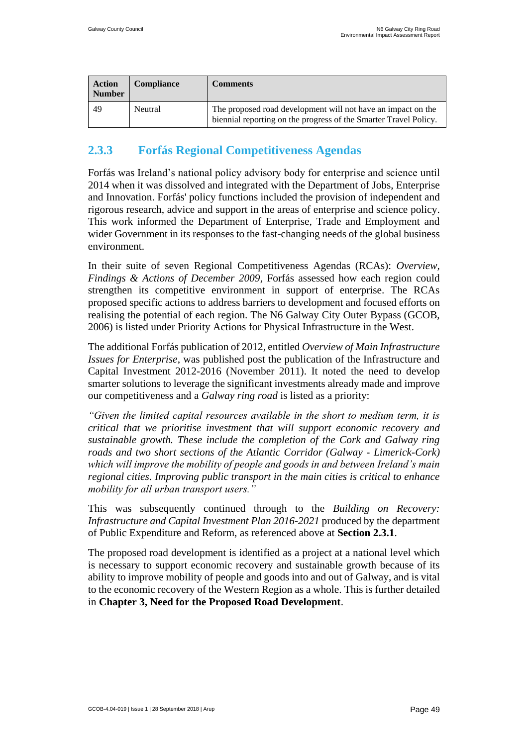| Action Number | Compliance | Comments |
|---|---|---|
| 49 | Neutral | The proposed road development will not have an impact on the biennial reporting on the progress of the Smarter Travel Policy. |

### 2.3.3 Forfás Regional Competitiveness Agendas

Forfás was Ireland's national policy advisory body for enterprise and science until 2014 when it was dissolved and integrated with the Department of Jobs, Enterprise and Innovation. Forfás' policy functions included the provision of independent and rigorous research, advice and support in the areas of enterprise and science policy. This work informed the Department of Enterprise, Trade and Employment and wider Government in its responses to the fast-changing needs of the global business environment.

In their suite of seven Regional Competitiveness Agendas (RCAs): *Overview, Findings & Actions of December 2009*, Forfás assessed how each region could strengthen its competitive environment in support of enterprise. The RCAs proposed specific actions to address barriers to development and focused efforts on realising the potential of each region. The N6 Galway City Outer Bypass (GCOB, 2006) is listed under Priority Actions for Physical Infrastructure in the West.

The additional Forfás publication of 2012, entitled *Overview of Main Infrastructure Issues for Enterprise*, was published post the publication of the Infrastructure and Capital Investment 2012-2016 (November 2011). It noted the need to develop smarter solutions to leverage the significant investments already made and improve our competitiveness and a *Galway ring road* is listed as a priority:

*"Given the limited capital resources available in the short to medium term, it is critical that we prioritise investment that will support economic recovery and sustainable growth. These include the completion of the Cork and Galway ring roads and two short sections of the Atlantic Corridor (Galway - Limerick-Cork) which will improve the mobility of people and goods in and between Ireland's main regional cities. Improving public transport in the main cities is critical to enhance mobility for all urban transport users."*

This was subsequently continued through to the *Building on Recovery: Infrastructure and Capital Investment Plan 2016-2021* produced by the department of Public Expenditure and Reform, as referenced above at **Section 2.3.1**.

The proposed road development is identified as a project at a national level which is necessary to support economic recovery and sustainable growth because of its ability to improve mobility of people and goods into and out of Galway, and is vital to the economic recovery of the Western Region as a whole. This is further detailed in **Chapter 3, Need for the Proposed Road Development**.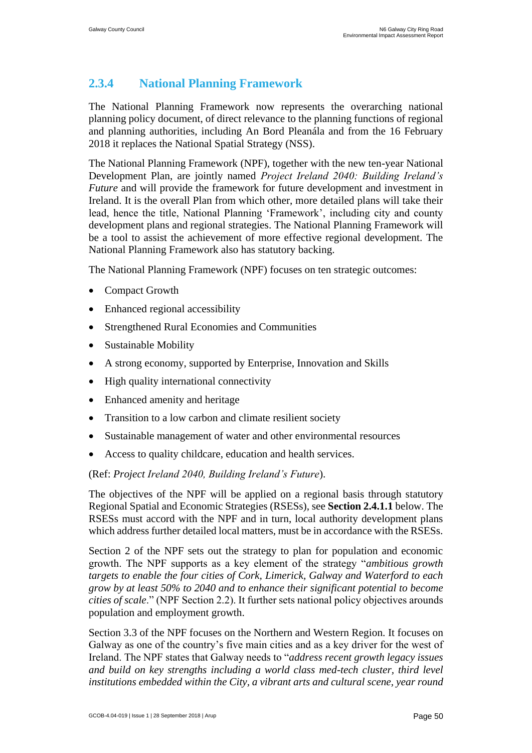### 2.3.4 National Planning Framework

The National Planning Framework now represents the overarching national planning policy document, of direct relevance to the planning functions of regional and planning authorities, including An Bord Pleanála and from the 16 February 2018 it replaces the National Spatial Strategy (NSS).

The National Planning Framework (NPF), together with the new ten-year National Development Plan, are jointly named *Project Ireland 2040: Building Ireland's Future* and will provide the framework for future development and investment in Ireland. It is the overall Plan from which other, more detailed plans will take their lead, hence the title, National Planning 'Framework', including city and county development plans and regional strategies. The National Planning Framework will be a tool to assist the achievement of more effective regional development. The National Planning Framework also has statutory backing.

The National Planning Framework (NPF) focuses on ten strategic outcomes:

- Compact Growth
- Enhanced regional accessibility
- Strengthened Rural Economies and Communities
- Sustainable Mobility
- A strong economy, supported by Enterprise, Innovation and Skills
- High quality international connectivity
- Enhanced amenity and heritage
- Transition to a low carbon and climate resilient society
- Sustainable management of water and other environmental resources
- Access to quality childcare, education and health services.

(Ref: *Project Ireland 2040, Building Ireland's Future*).

The objectives of the NPF will be applied on a regional basis through statutory Regional Spatial and Economic Strategies (RSESs), see **Section 2.4.1.1** below. The RSESs must accord with the NPF and in turn, local authority development plans which address further detailed local matters, must be in accordance with the RSESs.

Section 2 of the NPF sets out the strategy to plan for population and economic growth. The NPF supports as a key element of the strategy "*ambitious growth targets to enable the four cities of Cork, Limerick, Galway and Waterford to each grow by at least 50% to 2040 and to enhance their significant potential to become cities of scale*." (NPF Section 2.2). It further sets national policy objectives arounds population and employment growth.

Section 3.3 of the NPF focuses on the Northern and Western Region. It focuses on Galway as one of the country's five main cities and as a key driver for the west of Ireland. The NPF states that Galway needs to "*address recent growth legacy issues and build on key strengths including a world class med-tech cluster, third level institutions embedded within the City, a vibrant arts and cultural scene, year round*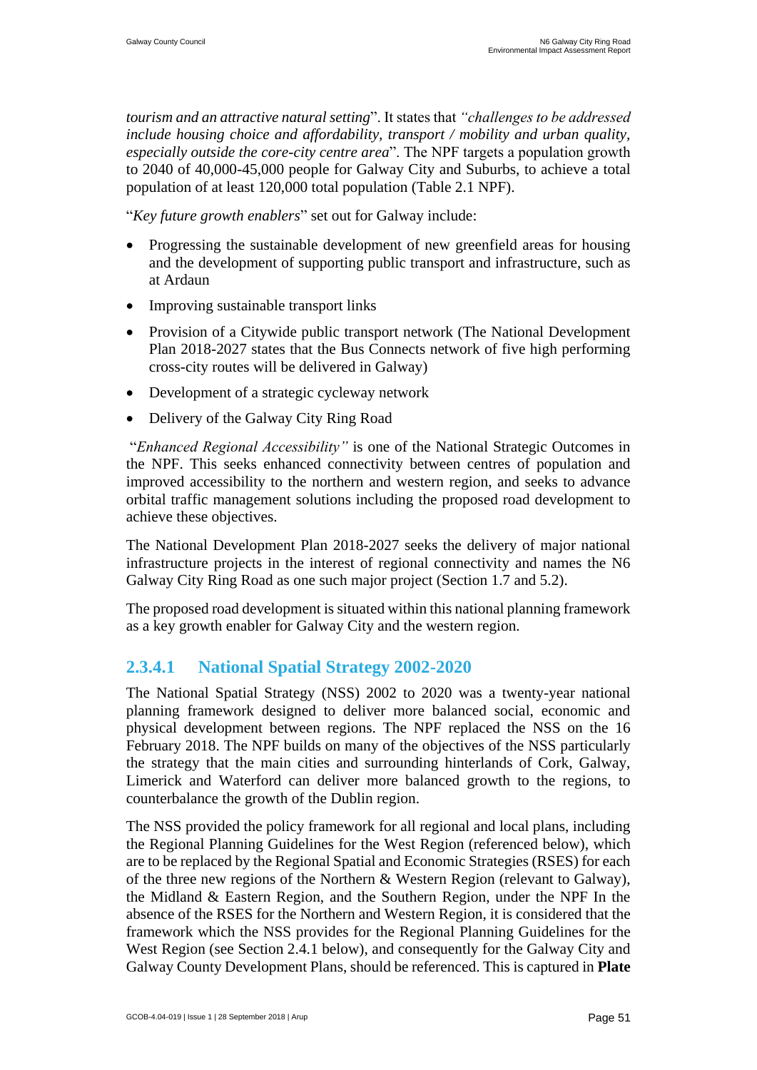*tourism and an attractive natural setting*". It states that *"challenges to be addressed include housing choice and affordability, transport / mobility and urban quality, especially outside the core-city centre area*". The NPF targets a population growth to 2040 of 40,000-45,000 people for Galway City and Suburbs, to achieve a total population of at least 120,000 total population (Table 2.1 NPF).

"*Key future growth enablers*" set out for Galway include:

- Progressing the sustainable development of new greenfield areas for housing and the development of supporting public transport and infrastructure, such as at Ardaun
- Improving sustainable transport links
- Provision of a Citywide public transport network (The National Development Plan 2018-2027 states that the Bus Connects network of five high performing cross-city routes will be delivered in Galway)
- Development of a strategic cycleway network
- Delivery of the Galway City Ring Road

"*Enhanced Regional Accessibility"* is one of the National Strategic Outcomes in the NPF. This seeks enhanced connectivity between centres of population and improved accessibility to the northern and western region, and seeks to advance orbital traffic management solutions including the proposed road development to achieve these objectives.

The National Development Plan 2018-2027 seeks the delivery of major national infrastructure projects in the interest of regional connectivity and names the N6 Galway City Ring Road as one such major project (Section 1.7 and 5.2).

The proposed road development is situated within this national planning framework as a key growth enabler for Galway City and the western region.

#### 2.3.4.1 National Spatial Strategy 2002-2020

The National Spatial Strategy (NSS) 2002 to 2020 was a twenty-year national planning framework designed to deliver more balanced social, economic and physical development between regions. The NPF replaced the NSS on the 16 February 2018. The NPF builds on many of the objectives of the NSS particularly the strategy that the main cities and surrounding hinterlands of Cork, Galway, Limerick and Waterford can deliver more balanced growth to the regions, to counterbalance the growth of the Dublin region.

The NSS provided the policy framework for all regional and local plans, including the Regional Planning Guidelines for the West Region (referenced below), which are to be replaced by the Regional Spatial and Economic Strategies (RSES) for each of the three new regions of the Northern & Western Region (relevant to Galway), the Midland & Eastern Region, and the Southern Region, under the NPF In the absence of the RSES for the Northern and Western Region, it is considered that the framework which the NSS provides for the Regional Planning Guidelines for the West Region (see Section 2.4.1 below), and consequently for the Galway City and Galway County Development Plans, should be referenced. This is captured in **Plate**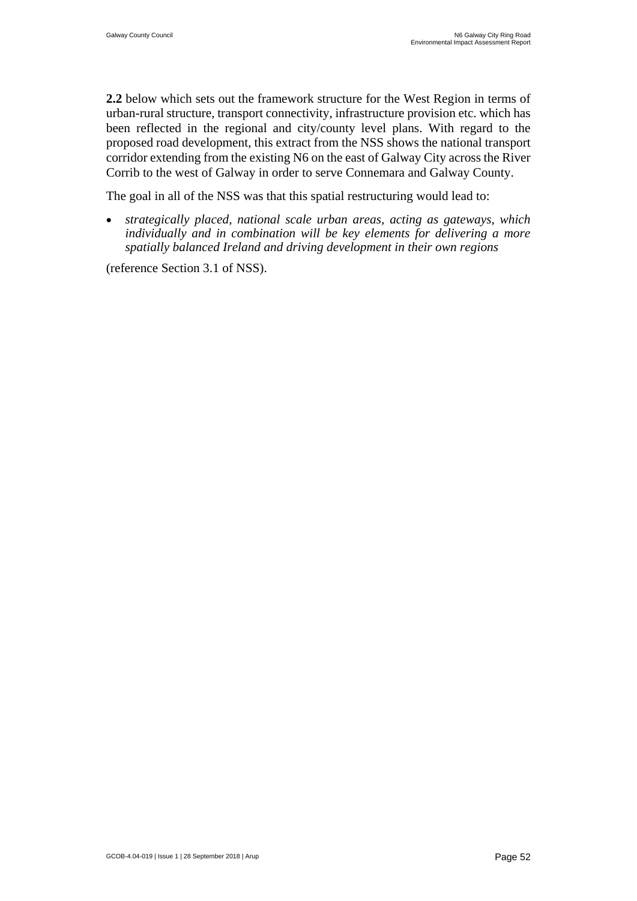**2.2** below which sets out the framework structure for the West Region in terms of urban-rural structure, transport connectivity, infrastructure provision etc. which has been reflected in the regional and city/county level plans. With regard to the proposed road development, this extract from the NSS shows the national transport corridor extending from the existing N6 on the east of Galway City across the River Corrib to the west of Galway in order to serve Connemara and Galway County.

The goal in all of the NSS was that this spatial restructuring would lead to:

- *strategically placed, national scale urban areas, acting as gateways, which individually and in combination will be key elements for delivering a more spatially balanced Ireland and driving development in their own regions*

(reference Section 3.1 of NSS).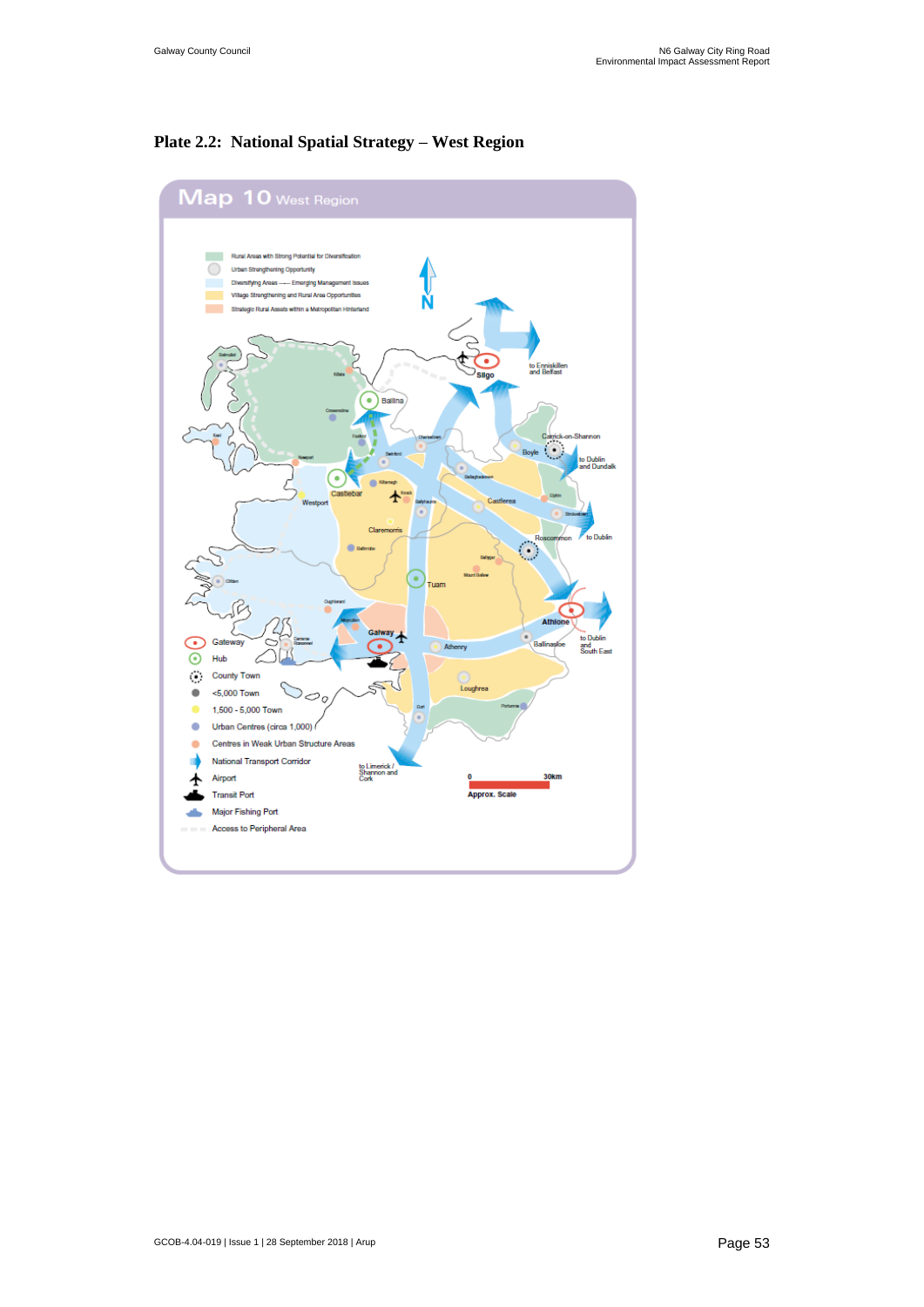### Plate 2.2: National Spatial Strategy – West Region

Map 10 West Region

Rural Areas with Strong Potential for Diversification
Urban Strengthening Opportunity
Diversifying Areas —— Emerging Management Issues
Village Strengthening and Rural Area Opportunities
Strategic Rural Assets within a Metropolitan Hinterland

N

to Enniskillen and Belfast
Sligo
Ballina
Carrick-on-Shannon
Boyle
to Dublin and Dundalk
Castlebar
Westport
Castlerea
Claremorris
Roscommon
to Dublin
Tuam
Athlone
Galway
Athenry
Ballinasloe
to Dublin and South East
Loughrea
to Limerick / Shannon and Cork

0 30km
Approx. Scale

Gateway
Hub
County Town
<5,000 Town
1,500 - 5,000 Town
Urban Centres (circa 1,000)
Centres in Weak Urban Structure Areas
National Transport Corridor
Airport
Transit Port
Major Fishing Port
Access to Peripheral Area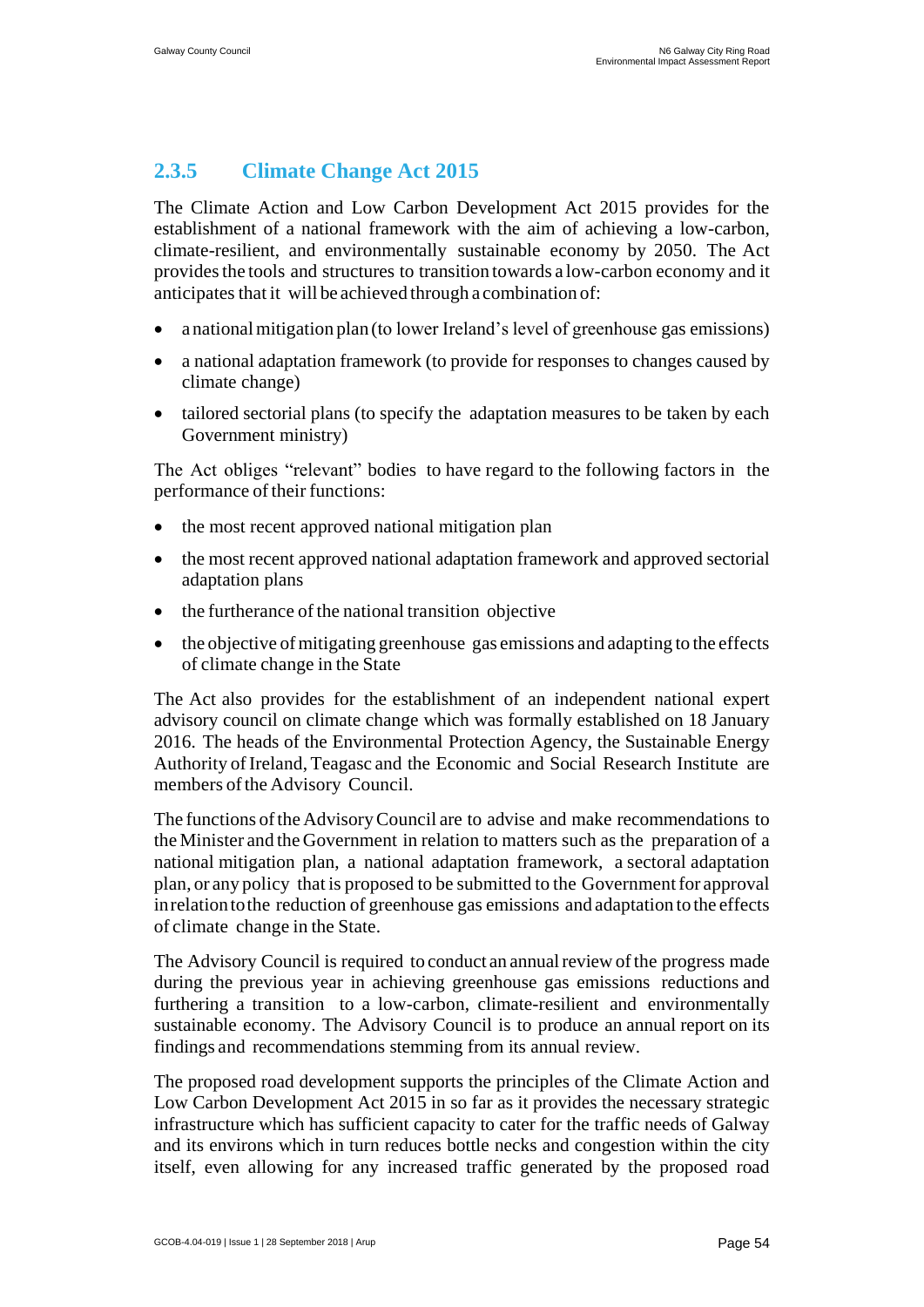### 2.3.5 Climate Change Act 2015

The Climate Action and Low Carbon Development Act 2015 provides for the establishment of a national framework with the aim of achieving a low-carbon, climate-resilient, and environmentally sustainable economy by 2050. The Act provides the tools and structures to transition towards a low-carbon economy and it anticipates that it will be achieved through a combination of:

- a national mitigation plan (to lower Ireland's level of greenhouse gas emissions)
- a national adaptation framework (to provide for responses to changes caused by climate change)
- tailored sectorial plans (to specify the adaptation measures to be taken by each Government ministry)

The Act obliges "relevant" bodies to have regard to the following factors in the performance of their functions:

- the most recent approved national mitigation plan
- the most recent approved national adaptation framework and approved sectorial adaptation plans
- the furtherance of the national transition objective
- the objective of mitigating greenhouse gas emissions and adapting to the effects of climate change in the State

The Act also provides for the establishment of an independent national expert advisory council on climate change which was formally established on 18 January 2016. The heads of the Environmental Protection Agency, the Sustainable Energy Authority of Ireland, Teagasc and the Economic and Social Research Institute are members of the Advisory Council.

The functions of the Advisory Council are to advise and make recommendations to the Minister and the Government in relation to matters such as the preparation of a national mitigation plan, a national adaptation framework, a sectoral adaptation plan, or any policy that is proposed to be submitted to the Government for approval in relation to the reduction of greenhouse gas emissions and adaptation to the effects of climate change in the State.

The Advisory Council is required to conduct an annual review of the progress made during the previous year in achieving greenhouse gas emissions reductions and furthering a transition to a low-carbon, climate-resilient and environmentally sustainable economy. The Advisory Council is to produce an annual report on its findings and recommendations stemming from its annual review.

The proposed road development supports the principles of the Climate Action and Low Carbon Development Act 2015 in so far as it provides the necessary strategic infrastructure which has sufficient capacity to cater for the traffic needs of Galway and its environs which in turn reduces bottle necks and congestion within the city itself, even allowing for any increased traffic generated by the proposed road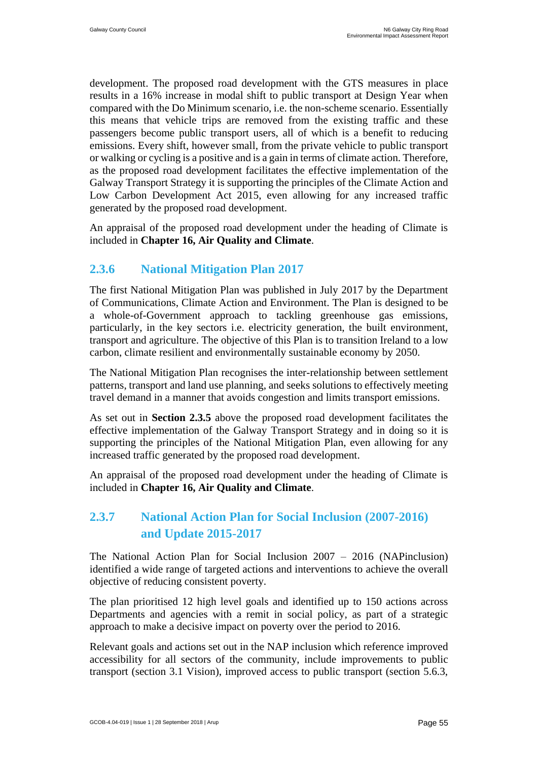development. The proposed road development with the GTS measures in place results in a 16% increase in modal shift to public transport at Design Year when compared with the Do Minimum scenario, i.e. the non-scheme scenario. Essentially this means that vehicle trips are removed from the existing traffic and these passengers become public transport users, all of which is a benefit to reducing emissions. Every shift, however small, from the private vehicle to public transport or walking or cycling is a positive and is a gain in terms of climate action. Therefore, as the proposed road development facilitates the effective implementation of the Galway Transport Strategy it is supporting the principles of the Climate Action and Low Carbon Development Act 2015, even allowing for any increased traffic generated by the proposed road development.

An appraisal of the proposed road development under the heading of Climate is included in **Chapter 16, Air Quality and Climate**.

### 2.3.6 National Mitigation Plan 2017

The first National Mitigation Plan was published in July 2017 by the Department of Communications, Climate Action and Environment. The Plan is designed to be a whole-of-Government approach to tackling greenhouse gas emissions, particularly, in the key sectors i.e. electricity generation, the built environment, transport and agriculture. The objective of this Plan is to transition Ireland to a low carbon, climate resilient and environmentally sustainable economy by 2050.

The National Mitigation Plan recognises the inter-relationship between settlement patterns, transport and land use planning, and seeks solutions to effectively meeting travel demand in a manner that avoids congestion and limits transport emissions.

As set out in **Section 2.3.5** above the proposed road development facilitates the effective implementation of the Galway Transport Strategy and in doing so it is supporting the principles of the National Mitigation Plan, even allowing for any increased traffic generated by the proposed road development.

An appraisal of the proposed road development under the heading of Climate is included in **Chapter 16, Air Quality and Climate**.

### 2.3.7 National Action Plan for Social Inclusion (2007-2016) and Update 2015-2017

The National Action Plan for Social Inclusion 2007 – 2016 (NAPinclusion) identified a wide range of targeted actions and interventions to achieve the overall objective of reducing consistent poverty.

The plan prioritised 12 high level goals and identified up to 150 actions across Departments and agencies with a remit in social policy, as part of a strategic approach to make a decisive impact on poverty over the period to 2016.

Relevant goals and actions set out in the NAP inclusion which reference improved accessibility for all sectors of the community, include improvements to public transport (section 3.1 Vision), improved access to public transport (section 5.6.3,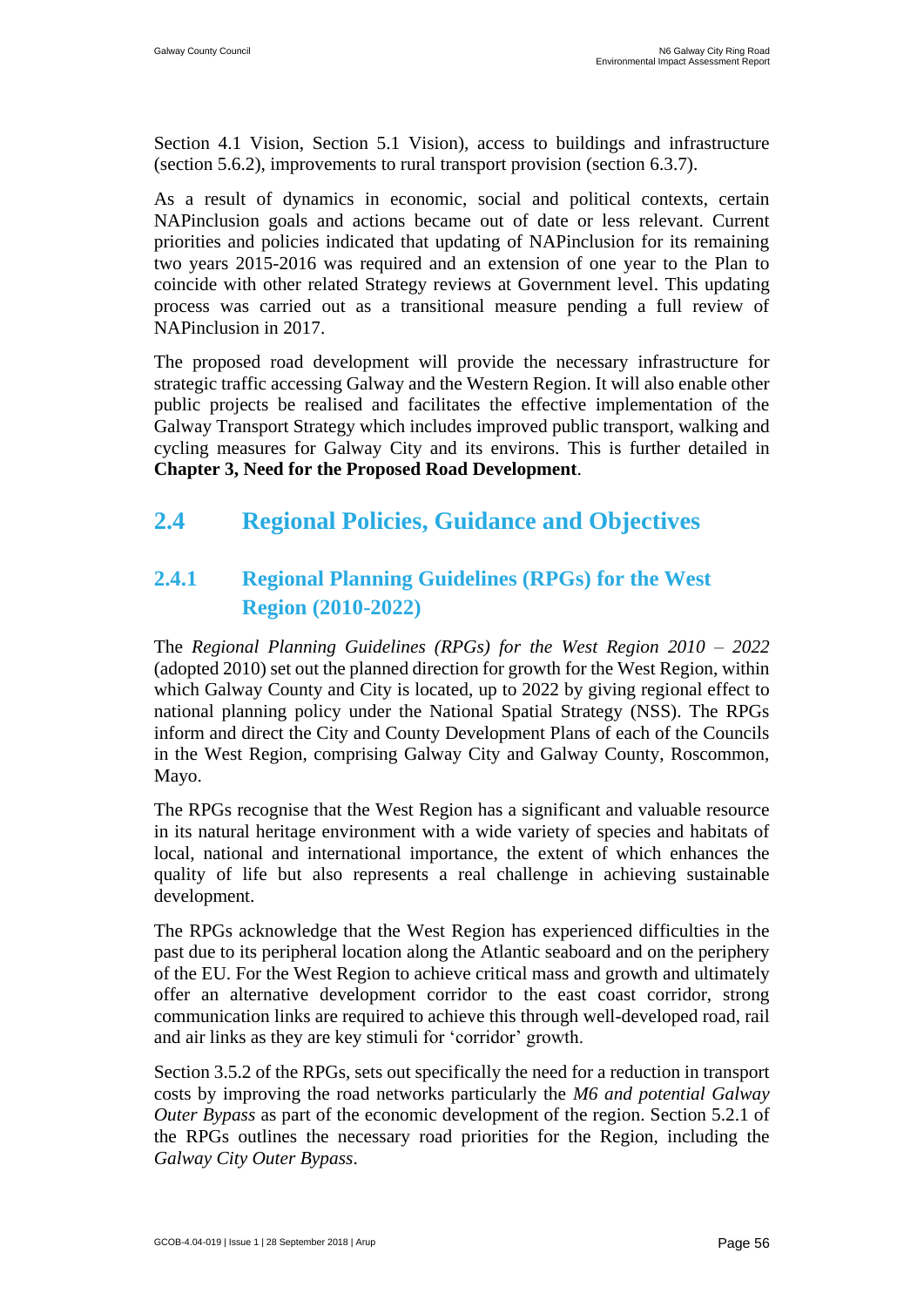Section 4.1 Vision, Section 5.1 Vision), access to buildings and infrastructure (section 5.6.2), improvements to rural transport provision (section 6.3.7).

As a result of dynamics in economic, social and political contexts, certain NAPinclusion goals and actions became out of date or less relevant. Current priorities and policies indicated that updating of NAPinclusion for its remaining two years 2015-2016 was required and an extension of one year to the Plan to coincide with other related Strategy reviews at Government level. This updating process was carried out as a transitional measure pending a full review of NAPinclusion in 2017.

The proposed road development will provide the necessary infrastructure for strategic traffic accessing Galway and the Western Region. It will also enable other public projects be realised and facilitates the effective implementation of the Galway Transport Strategy which includes improved public transport, walking and cycling measures for Galway City and its environs. This is further detailed in **Chapter 3, Need for the Proposed Road Development**.

## 2.4 Regional Policies, Guidance and Objectives

### 2.4.1 Regional Planning Guidelines (RPGs) for the West Region (2010-2022)

The *Regional Planning Guidelines (RPGs) for the West Region 2010 – 2022* (adopted 2010) set out the planned direction for growth for the West Region, within which Galway County and City is located, up to 2022 by giving regional effect to national planning policy under the National Spatial Strategy (NSS). The RPGs inform and direct the City and County Development Plans of each of the Councils in the West Region, comprising Galway City and Galway County, Roscommon, Mayo.

The RPGs recognise that the West Region has a significant and valuable resource in its natural heritage environment with a wide variety of species and habitats of local, national and international importance, the extent of which enhances the quality of life but also represents a real challenge in achieving sustainable development.

The RPGs acknowledge that the West Region has experienced difficulties in the past due to its peripheral location along the Atlantic seaboard and on the periphery of the EU. For the West Region to achieve critical mass and growth and ultimately offer an alternative development corridor to the east coast corridor, strong communication links are required to achieve this through well-developed road, rail and air links as they are key stimuli for 'corridor' growth.

Section 3.5.2 of the RPGs, sets out specifically the need for a reduction in transport costs by improving the road networks particularly the *M6 and potential Galway Outer Bypass* as part of the economic development of the region. Section 5.2.1 of the RPGs outlines the necessary road priorities for the Region, including the *Galway City Outer Bypass*.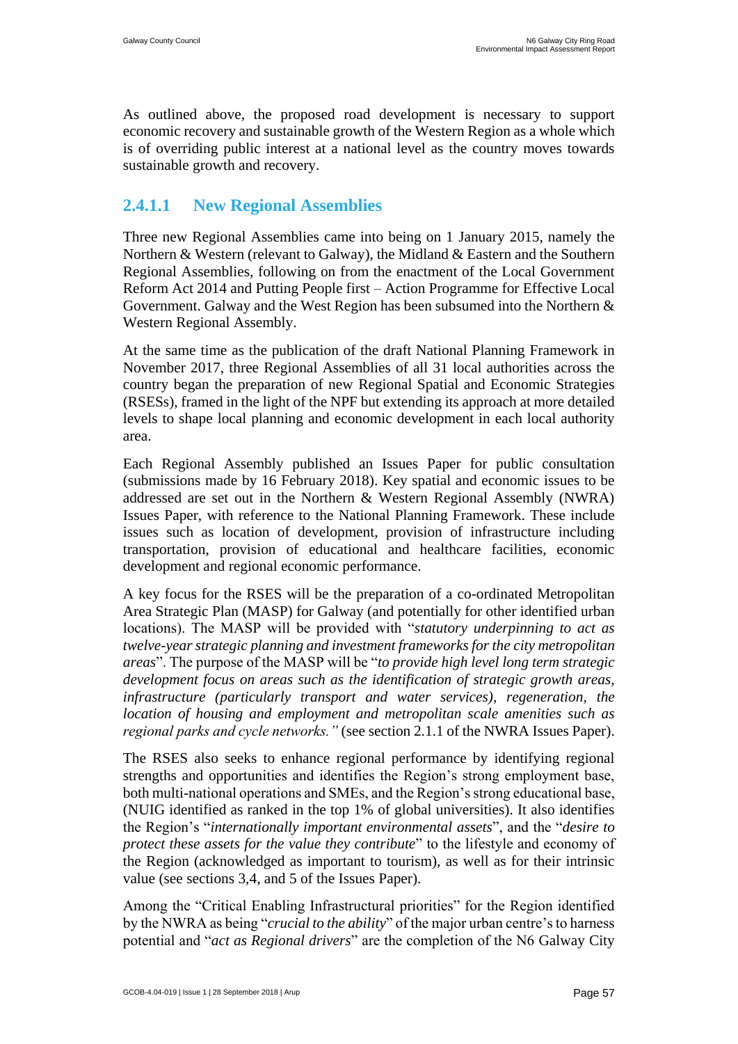As outlined above, the proposed road development is necessary to support economic recovery and sustainable growth of the Western Region as a whole which is of overriding public interest at a national level as the country moves towards sustainable growth and recovery.

### 2.4.1.1 New Regional Assemblies

Three new Regional Assemblies came into being on 1 January 2015, namely the Northern & Western (relevant to Galway), the Midland & Eastern and the Southern Regional Assemblies, following on from the enactment of the Local Government Reform Act 2014 and Putting People first – Action Programme for Effective Local Government. Galway and the West Region has been subsumed into the Northern & Western Regional Assembly.

At the same time as the publication of the draft National Planning Framework in November 2017, three Regional Assemblies of all 31 local authorities across the country began the preparation of new Regional Spatial and Economic Strategies (RSESs), framed in the light of the NPF but extending its approach at more detailed levels to shape local planning and economic development in each local authority area.

Each Regional Assembly published an Issues Paper for public consultation (submissions made by 16 February 2018). Key spatial and economic issues to be addressed are set out in the Northern & Western Regional Assembly (NWRA) Issues Paper, with reference to the National Planning Framework. These include issues such as location of development, provision of infrastructure including transportation, provision of educational and healthcare facilities, economic development and regional economic performance.

A key focus for the RSES will be the preparation of a co-ordinated Metropolitan Area Strategic Plan (MASP) for Galway (and potentially for other identified urban locations). The MASP will be provided with "*statutory underpinning to act as twelve-year strategic planning and investment frameworks for the city metropolitan areas*". The purpose of the MASP will be "*to provide high level long term strategic development focus on areas such as the identification of strategic growth areas, infrastructure (particularly transport and water services), regeneration, the location of housing and employment and metropolitan scale amenities such as regional parks and cycle networks."* (see section 2.1.1 of the NWRA Issues Paper).

The RSES also seeks to enhance regional performance by identifying regional strengths and opportunities and identifies the Region's strong employment base, both multi-national operations and SMEs, and the Region's strong educational base, (NUIG identified as ranked in the top 1% of global universities). It also identifies the Region's "*internationally important environmental assets*", and the "*desire to protect these assets for the value they contribute*" to the lifestyle and economy of the Region (acknowledged as important to tourism), as well as for their intrinsic value (see sections 3,4, and 5 of the Issues Paper).

Among the "Critical Enabling Infrastructural priorities" for the Region identified by the NWRA as being "*crucial to the ability*" of the major urban centre's to harness potential and "*act as Regional drivers*" are the completion of the N6 Galway City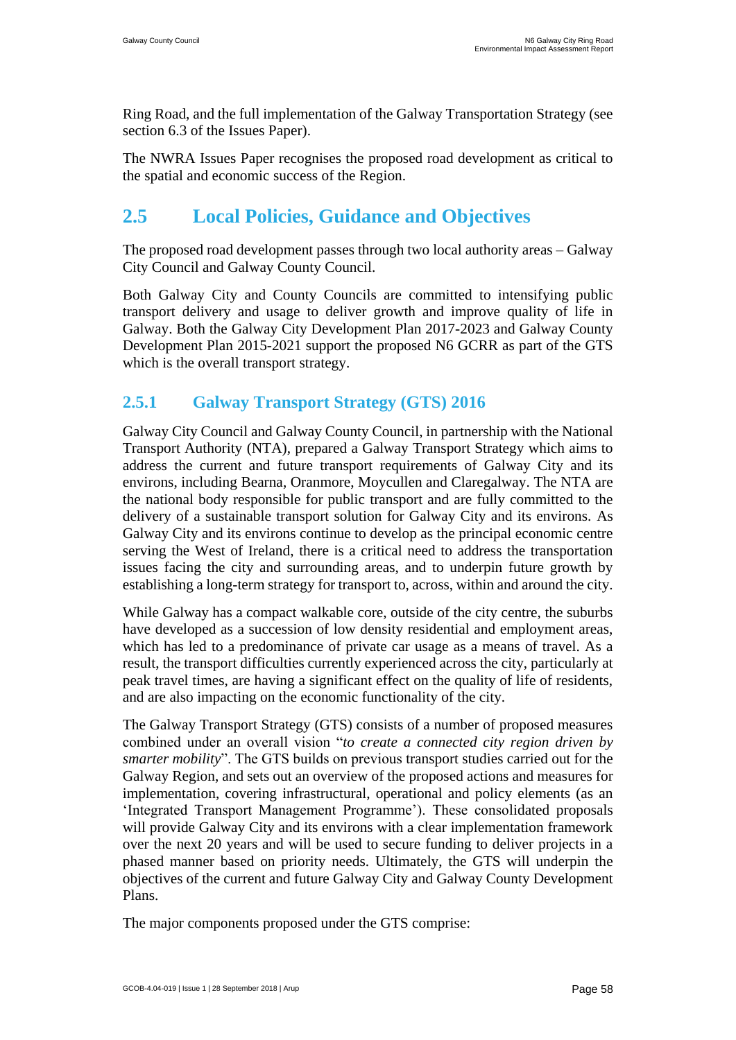Ring Road, and the full implementation of the Galway Transportation Strategy (see section 6.3 of the Issues Paper).

The NWRA Issues Paper recognises the proposed road development as critical to the spatial and economic success of the Region.

## 2.5 Local Policies, Guidance and Objectives

The proposed road development passes through two local authority areas – Galway City Council and Galway County Council.

Both Galway City and County Councils are committed to intensifying public transport delivery and usage to deliver growth and improve quality of life in Galway. Both the Galway City Development Plan 2017-2023 and Galway County Development Plan 2015-2021 support the proposed N6 GCRR as part of the GTS which is the overall transport strategy.

### 2.5.1 Galway Transport Strategy (GTS) 2016

Galway City Council and Galway County Council, in partnership with the National Transport Authority (NTA), prepared a Galway Transport Strategy which aims to address the current and future transport requirements of Galway City and its environs, including Bearna, Oranmore, Moycullen and Claregalway. The NTA are the national body responsible for public transport and are fully committed to the delivery of a sustainable transport solution for Galway City and its environs. As Galway City and its environs continue to develop as the principal economic centre serving the West of Ireland, there is a critical need to address the transportation issues facing the city and surrounding areas, and to underpin future growth by establishing a long-term strategy for transport to, across, within and around the city.

While Galway has a compact walkable core, outside of the city centre, the suburbs have developed as a succession of low density residential and employment areas, which has led to a predominance of private car usage as a means of travel. As a result, the transport difficulties currently experienced across the city, particularly at peak travel times, are having a significant effect on the quality of life of residents, and are also impacting on the economic functionality of the city.

The Galway Transport Strategy (GTS) consists of a number of proposed measures combined under an overall vision "*to create a connected city region driven by smarter mobility*". The GTS builds on previous transport studies carried out for the Galway Region, and sets out an overview of the proposed actions and measures for implementation, covering infrastructural, operational and policy elements (as an 'Integrated Transport Management Programme'). These consolidated proposals will provide Galway City and its environs with a clear implementation framework over the next 20 years and will be used to secure funding to deliver projects in a phased manner based on priority needs. Ultimately, the GTS will underpin the objectives of the current and future Galway City and Galway County Development Plans.

The major components proposed under the GTS comprise: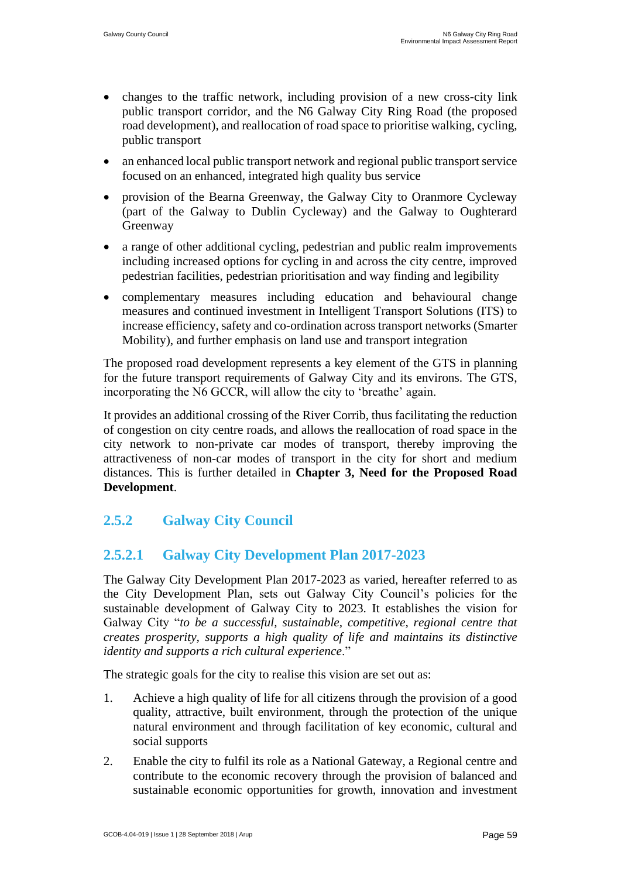- changes to the traffic network, including provision of a new cross-city link public transport corridor, and the N6 Galway City Ring Road (the proposed road development), and reallocation of road space to prioritise walking, cycling, public transport
- an enhanced local public transport network and regional public transport service focused on an enhanced, integrated high quality bus service
- provision of the Bearna Greenway, the Galway City to Oranmore Cycleway (part of the Galway to Dublin Cycleway) and the Galway to Oughterard Greenway
- a range of other additional cycling, pedestrian and public realm improvements including increased options for cycling in and across the city centre, improved pedestrian facilities, pedestrian prioritisation and way finding and legibility
- complementary measures including education and behavioural change measures and continued investment in Intelligent Transport Solutions (ITS) to increase efficiency, safety and co-ordination across transport networks (Smarter Mobility), and further emphasis on land use and transport integration

The proposed road development represents a key element of the GTS in planning for the future transport requirements of Galway City and its environs. The GTS, incorporating the N6 GCCR, will allow the city to 'breathe' again.

It provides an additional crossing of the River Corrib, thus facilitating the reduction of congestion on city centre roads, and allows the reallocation of road space in the city network to non-private car modes of transport, thereby improving the attractiveness of non-car modes of transport in the city for short and medium distances. This is further detailed in **Chapter 3, Need for the Proposed Road Development**.

## 2.5.2 Galway City Council

### 2.5.2.1 Galway City Development Plan 2017-2023

The Galway City Development Plan 2017-2023 as varied, hereafter referred to as the City Development Plan, sets out Galway City Council's policies for the sustainable development of Galway City to 2023. It establishes the vision for Galway City "*to be a successful, sustainable, competitive, regional centre that creates prosperity, supports a high quality of life and maintains its distinctive identity and supports a rich cultural experience*."

The strategic goals for the city to realise this vision are set out as:

1. Achieve a high quality of life for all citizens through the provision of a good quality, attractive, built environment, through the protection of the unique natural environment and through facilitation of key economic, cultural and social supports
2. Enable the city to fulfil its role as a National Gateway, a Regional centre and contribute to the economic recovery through the provision of balanced and sustainable economic opportunities for growth, innovation and investment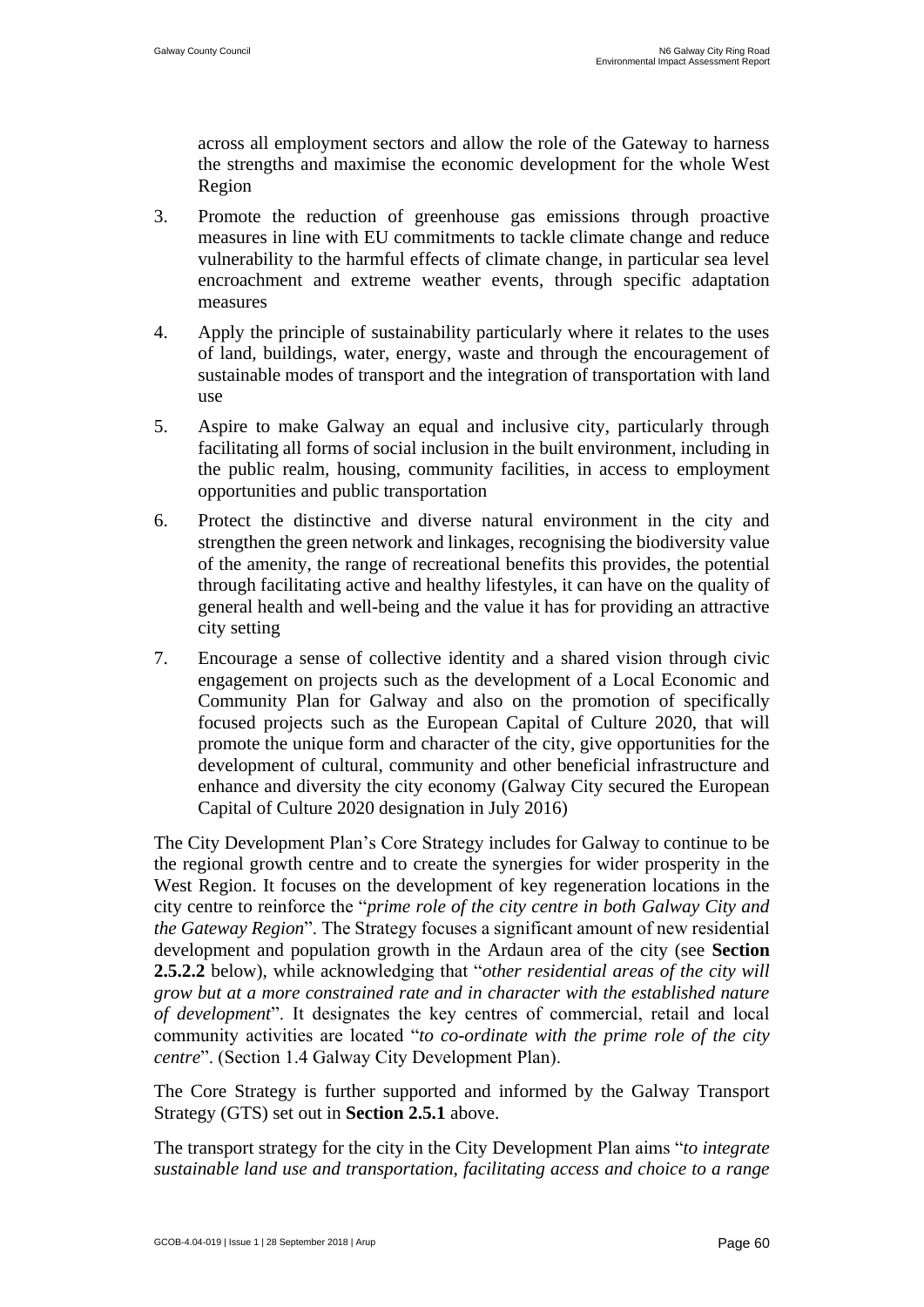across all employment sectors and allow the role of the Gateway to harness the strengths and maximise the economic development for the whole West Region

3. Promote the reduction of greenhouse gas emissions through proactive measures in line with EU commitments to tackle climate change and reduce vulnerability to the harmful effects of climate change, in particular sea level encroachment and extreme weather events, through specific adaptation measures
4. Apply the principle of sustainability particularly where it relates to the uses of land, buildings, water, energy, waste and through the encouragement of sustainable modes of transport and the integration of transportation with land use
5. Aspire to make Galway an equal and inclusive city, particularly through facilitating all forms of social inclusion in the built environment, including in the public realm, housing, community facilities, in access to employment opportunities and public transportation
6. Protect the distinctive and diverse natural environment in the city and strengthen the green network and linkages, recognising the biodiversity value of the amenity, the range of recreational benefits this provides, the potential through facilitating active and healthy lifestyles, it can have on the quality of general health and well-being and the value it has for providing an attractive city setting
7. Encourage a sense of collective identity and a shared vision through civic engagement on projects such as the development of a Local Economic and Community Plan for Galway and also on the promotion of specifically focused projects such as the European Capital of Culture 2020, that will promote the unique form and character of the city, give opportunities for the development of cultural, community and other beneficial infrastructure and enhance and diversity the city economy (Galway City secured the European Capital of Culture 2020 designation in July 2016)

The City Development Plan's Core Strategy includes for Galway to continue to be the regional growth centre and to create the synergies for wider prosperity in the West Region. It focuses on the development of key regeneration locations in the city centre to reinforce the "*prime role of the city centre in both Galway City and the Gateway Region*". The Strategy focuses a significant amount of new residential development and population growth in the Ardaun area of the city (see **Section 2.5.2.2** below), while acknowledging that "*other residential areas of the city will grow but at a more constrained rate and in character with the established nature of development*". It designates the key centres of commercial, retail and local community activities are located "*to co-ordinate with the prime role of the city centre*". (Section 1.4 Galway City Development Plan).

The Core Strategy is further supported and informed by the Galway Transport Strategy (GTS) set out in **Section 2.5.1** above.

The transport strategy for the city in the City Development Plan aims "*to integrate sustainable land use and transportation, facilitating access and choice to a range*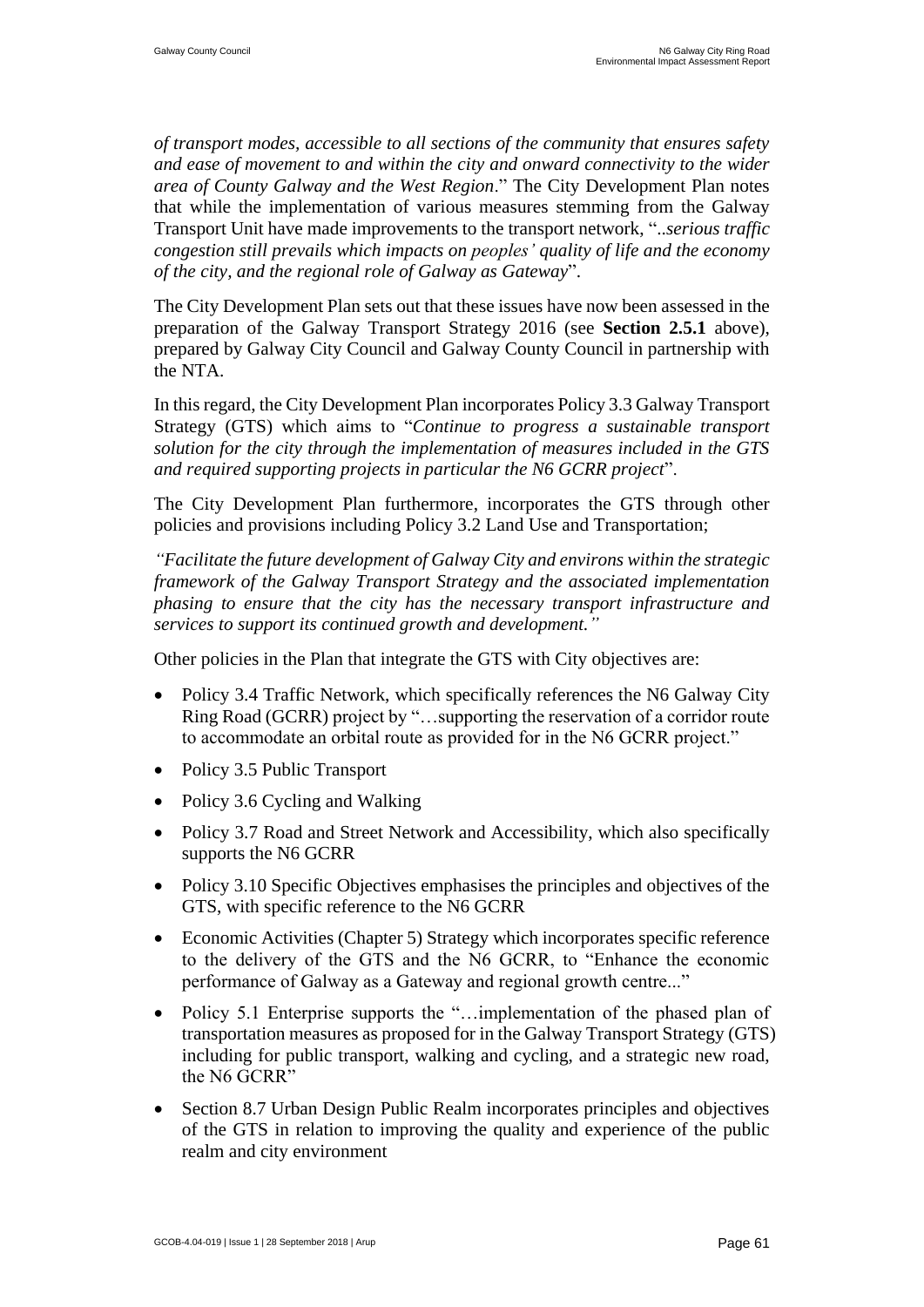*of transport modes, accessible to all sections of the community that ensures safety and ease of movement to and within the city and onward connectivity to the wider area of County Galway and the West Region*." The City Development Plan notes that while the implementation of various measures stemming from the Galway Transport Unit have made improvements to the transport network, "..*serious traffic congestion still prevails which impacts on peoples' quality of life and the economy of the city, and the regional role of Galway as Gateway*".

The City Development Plan sets out that these issues have now been assessed in the preparation of the Galway Transport Strategy 2016 (see **Section 2.5.1** above), prepared by Galway City Council and Galway County Council in partnership with the NTA.

In this regard, the City Development Plan incorporates Policy 3.3 Galway Transport Strategy (GTS) which aims to "*Continue to progress a sustainable transport solution for the city through the implementation of measures included in the GTS and required supporting projects in particular the N6 GCRR project*".

The City Development Plan furthermore, incorporates the GTS through other policies and provisions including Policy 3.2 Land Use and Transportation;

*"Facilitate the future development of Galway City and environs within the strategic framework of the Galway Transport Strategy and the associated implementation phasing to ensure that the city has the necessary transport infrastructure and services to support its continued growth and development."*

Other policies in the Plan that integrate the GTS with City objectives are:

- Policy 3.4 Traffic Network, which specifically references the N6 Galway City Ring Road (GCRR) project by "…supporting the reservation of a corridor route to accommodate an orbital route as provided for in the N6 GCRR project."
- Policy 3.5 Public Transport
- Policy 3.6 Cycling and Walking
- Policy 3.7 Road and Street Network and Accessibility, which also specifically supports the N6 GCRR
- Policy 3.10 Specific Objectives emphasises the principles and objectives of the GTS, with specific reference to the N6 GCRR
- Economic Activities (Chapter 5) Strategy which incorporates specific reference to the delivery of the GTS and the N6 GCRR, to "Enhance the economic performance of Galway as a Gateway and regional growth centre..."
- Policy 5.1 Enterprise supports the "…implementation of the phased plan of transportation measures as proposed for in the Galway Transport Strategy (GTS) including for public transport, walking and cycling, and a strategic new road, the N6 GCRR"
- Section 8.7 Urban Design Public Realm incorporates principles and objectives of the GTS in relation to improving the quality and experience of the public realm and city environment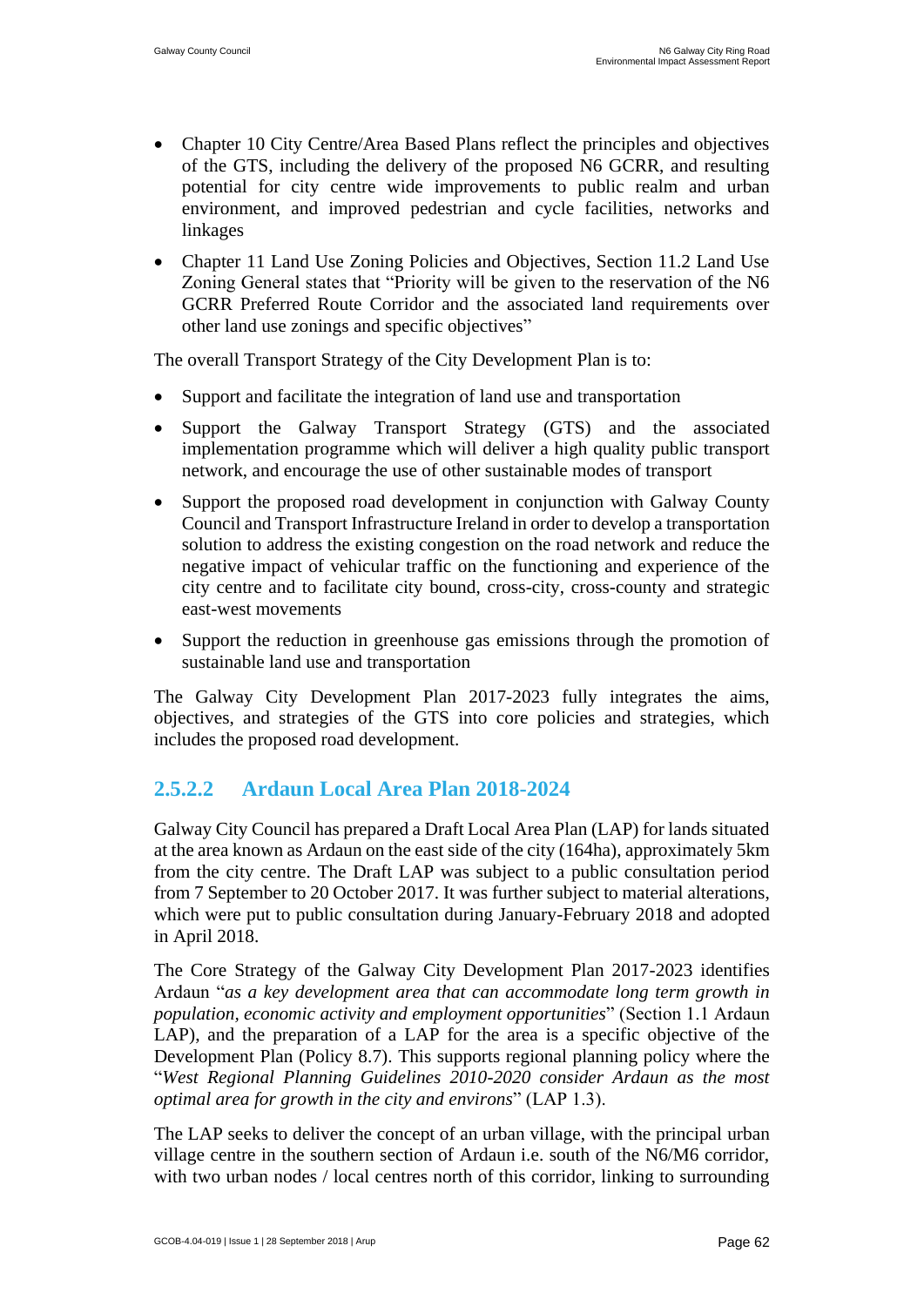- Chapter 10 City Centre/Area Based Plans reflect the principles and objectives of the GTS, including the delivery of the proposed N6 GCRR, and resulting potential for city centre wide improvements to public realm and urban environment, and improved pedestrian and cycle facilities, networks and linkages
- Chapter 11 Land Use Zoning Policies and Objectives, Section 11.2 Land Use Zoning General states that "Priority will be given to the reservation of the N6 GCRR Preferred Route Corridor and the associated land requirements over other land use zonings and specific objectives"

The overall Transport Strategy of the City Development Plan is to:

- Support and facilitate the integration of land use and transportation
- Support the Galway Transport Strategy (GTS) and the associated implementation programme which will deliver a high quality public transport network, and encourage the use of other sustainable modes of transport
- Support the proposed road development in conjunction with Galway County Council and Transport Infrastructure Ireland in order to develop a transportation solution to address the existing congestion on the road network and reduce the negative impact of vehicular traffic on the functioning and experience of the city centre and to facilitate city bound, cross-city, cross-county and strategic east-west movements
- Support the reduction in greenhouse gas emissions through the promotion of sustainable land use and transportation

The Galway City Development Plan 2017-2023 fully integrates the aims, objectives, and strategies of the GTS into core policies and strategies, which includes the proposed road development.

### 2.5.2.2 Ardaun Local Area Plan 2018-2024

Galway City Council has prepared a Draft Local Area Plan (LAP) for lands situated at the area known as Ardaun on the east side of the city (164ha), approximately 5km from the city centre. The Draft LAP was subject to a public consultation period from 7 September to 20 October 2017. It was further subject to material alterations, which were put to public consultation during January-February 2018 and adopted in April 2018.

The Core Strategy of the Galway City Development Plan 2017-2023 identifies Ardaun "*as a key development area that can accommodate long term growth in population, economic activity and employment opportunities*" (Section 1.1 Ardaun LAP), and the preparation of a LAP for the area is a specific objective of the Development Plan (Policy 8.7). This supports regional planning policy where the "*West Regional Planning Guidelines 2010-2020 consider Ardaun as the most optimal area for growth in the city and environs*" (LAP 1.3).

The LAP seeks to deliver the concept of an urban village, with the principal urban village centre in the southern section of Ardaun i.e. south of the N6/M6 corridor, with two urban nodes / local centres north of this corridor, linking to surrounding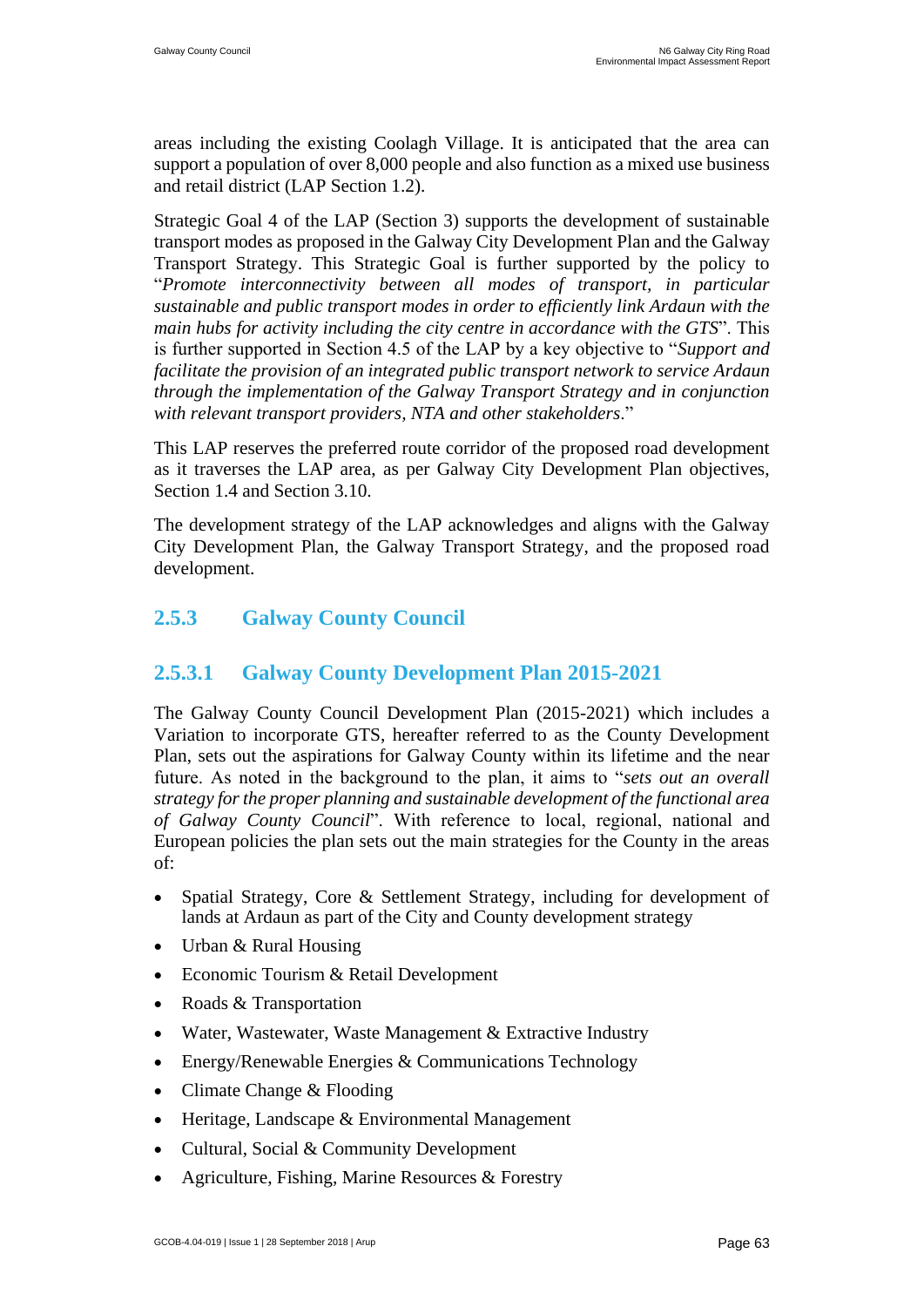areas including the existing Coolagh Village. It is anticipated that the area can support a population of over 8,000 people and also function as a mixed use business and retail district (LAP Section 1.2).

Strategic Goal 4 of the LAP (Section 3) supports the development of sustainable transport modes as proposed in the Galway City Development Plan and the Galway Transport Strategy. This Strategic Goal is further supported by the policy to "*Promote interconnectivity between all modes of transport, in particular sustainable and public transport modes in order to efficiently link Ardaun with the main hubs for activity including the city centre in accordance with the GTS*". This is further supported in Section 4.5 of the LAP by a key objective to "*Support and facilitate the provision of an integrated public transport network to service Ardaun through the implementation of the Galway Transport Strategy and in conjunction with relevant transport providers, NTA and other stakeholders*."

This LAP reserves the preferred route corridor of the proposed road development as it traverses the LAP area, as per Galway City Development Plan objectives, Section 1.4 and Section 3.10.

The development strategy of the LAP acknowledges and aligns with the Galway City Development Plan, the Galway Transport Strategy, and the proposed road development.

### 2.5.3 Galway County Council

#### 2.5.3.1 Galway County Development Plan 2015-2021

The Galway County Council Development Plan (2015-2021) which includes a Variation to incorporate GTS, hereafter referred to as the County Development Plan, sets out the aspirations for Galway County within its lifetime and the near future. As noted in the background to the plan, it aims to "*sets out an overall strategy for the proper planning and sustainable development of the functional area of Galway County Council*". With reference to local, regional, national and European policies the plan sets out the main strategies for the County in the areas of:

- Spatial Strategy, Core & Settlement Strategy, including for development of lands at Ardaun as part of the City and County development strategy
- Urban & Rural Housing
- Economic Tourism & Retail Development
- Roads & Transportation
- Water, Wastewater, Waste Management & Extractive Industry
- Energy/Renewable Energies & Communications Technology
- Climate Change & Flooding
- Heritage, Landscape & Environmental Management
- Cultural, Social & Community Development
- Agriculture, Fishing, Marine Resources & Forestry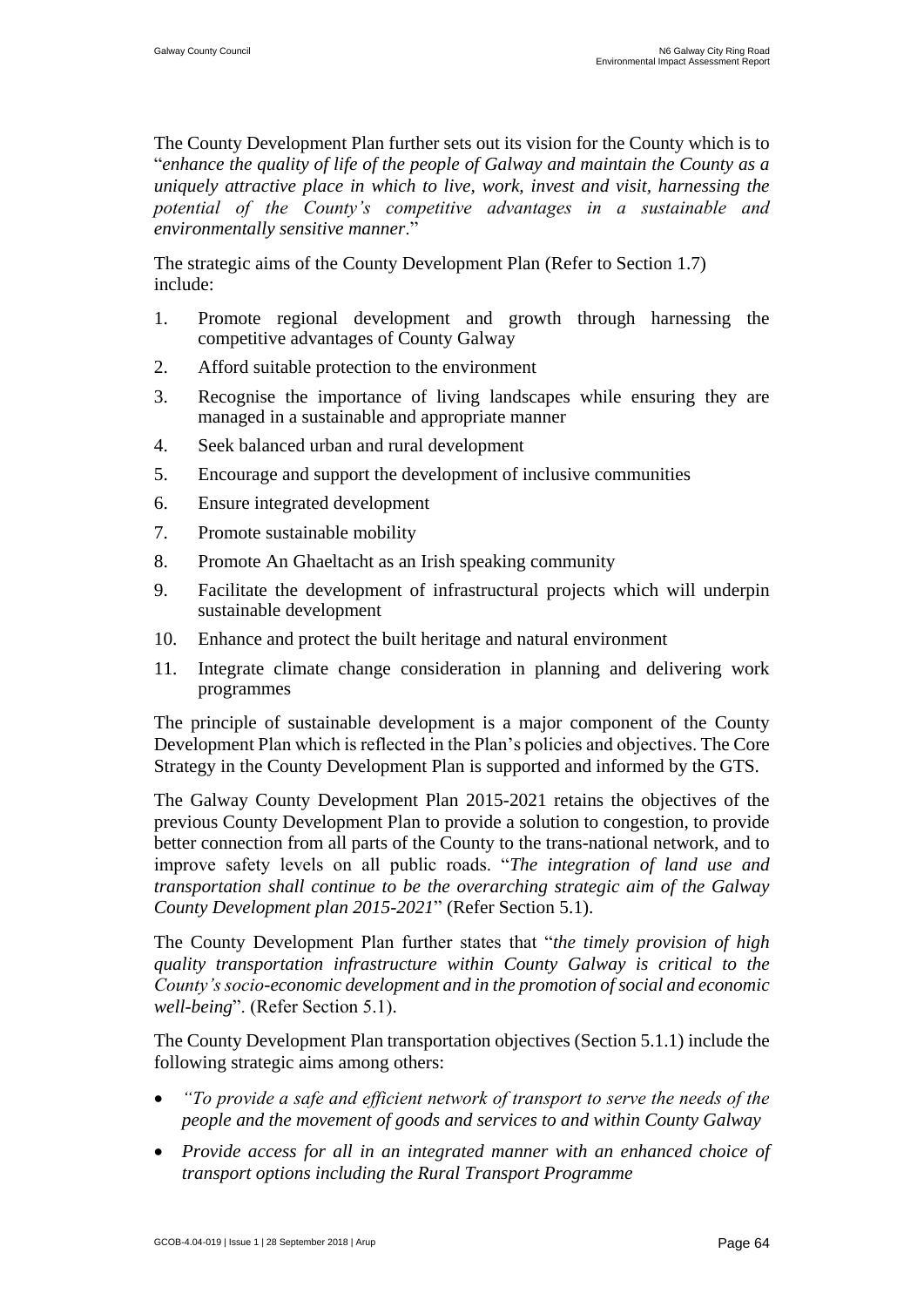The County Development Plan further sets out its vision for the County which is to "*enhance the quality of life of the people of Galway and maintain the County as a uniquely attractive place in which to live, work, invest and visit, harnessing the potential of the County's competitive advantages in a sustainable and environmentally sensitive manner*."

The strategic aims of the County Development Plan (Refer to Section 1.7) include:

1. Promote regional development and growth through harnessing the competitive advantages of County Galway
2. Afford suitable protection to the environment
3. Recognise the importance of living landscapes while ensuring they are managed in a sustainable and appropriate manner
4. Seek balanced urban and rural development
5. Encourage and support the development of inclusive communities
6. Ensure integrated development
7. Promote sustainable mobility
8. Promote An Ghaeltacht as an Irish speaking community
9. Facilitate the development of infrastructural projects which will underpin sustainable development
10. Enhance and protect the built heritage and natural environment
11. Integrate climate change consideration in planning and delivering work programmes

The principle of sustainable development is a major component of the County Development Plan which is reflected in the Plan's policies and objectives. The Core Strategy in the County Development Plan is supported and informed by the GTS.

The Galway County Development Plan 2015-2021 retains the objectives of the previous County Development Plan to provide a solution to congestion, to provide better connection from all parts of the County to the trans-national network, and to improve safety levels on all public roads. "*The integration of land use and transportation shall continue to be the overarching strategic aim of the Galway County Development plan 2015-2021*" (Refer Section 5.1).

The County Development Plan further states that "*the timely provision of high quality transportation infrastructure within County Galway is critical to the County's socio-economic development and in the promotion of social and economic well-being*". (Refer Section 5.1).

The County Development Plan transportation objectives (Section 5.1.1) include the following strategic aims among others:

- *"To provide a safe and efficient network of transport to serve the needs of the people and the movement of goods and services to and within County Galway*
- *Provide access for all in an integrated manner with an enhanced choice of transport options including the Rural Transport Programme*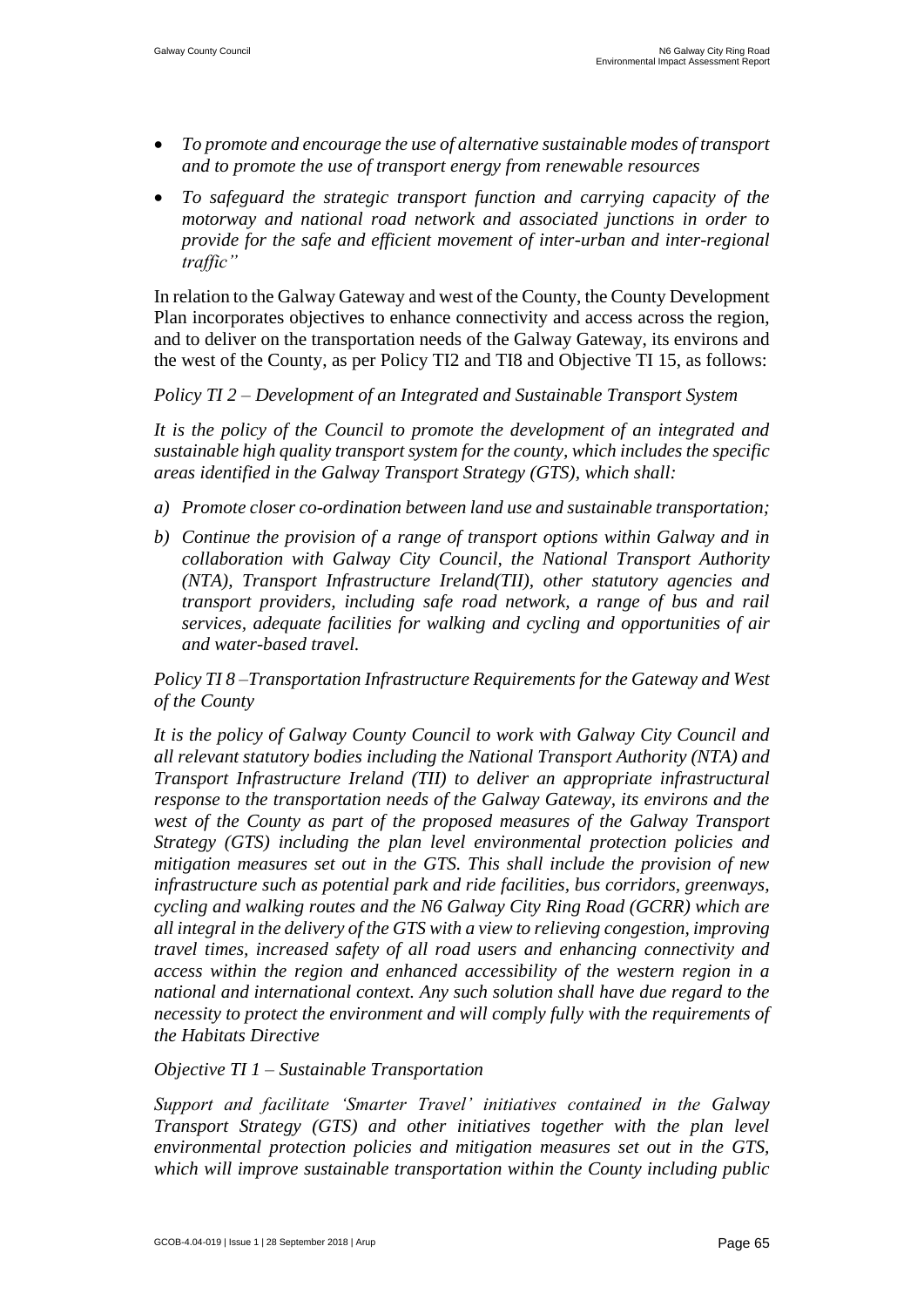- *To promote and encourage the use of alternative sustainable modes of transport and to promote the use of transport energy from renewable resources*
- *To safeguard the strategic transport function and carrying capacity of the motorway and national road network and associated junctions in order to provide for the safe and efficient movement of inter-urban and inter-regional traffic"*

In relation to the Galway Gateway and west of the County, the County Development Plan incorporates objectives to enhance connectivity and access across the region, and to deliver on the transportation needs of the Galway Gateway, its environs and the west of the County, as per Policy TI2 and TI8 and Objective TI 15, as follows:

*Policy TI 2 – Development of an Integrated and Sustainable Transport System*

*It is the policy of the Council to promote the development of an integrated and sustainable high quality transport system for the county, which includes the specific areas identified in the Galway Transport Strategy (GTS), which shall:*

*a) Promote closer co-ordination between land use and sustainable transportation;*

*b) Continue the provision of a range of transport options within Galway and in collaboration with Galway City Council, the National Transport Authority (NTA), Transport Infrastructure Ireland(TII), other statutory agencies and transport providers, including safe road network, a range of bus and rail services, adequate facilities for walking and cycling and opportunities of air and water-based travel.*

*Policy TI 8 –Transportation Infrastructure Requirements for the Gateway and West of the County*

*It is the policy of Galway County Council to work with Galway City Council and all relevant statutory bodies including the National Transport Authority (NTA) and Transport Infrastructure Ireland (TII) to deliver an appropriate infrastructural response to the transportation needs of the Galway Gateway, its environs and the west of the County as part of the proposed measures of the Galway Transport Strategy (GTS) including the plan level environmental protection policies and mitigation measures set out in the GTS. This shall include the provision of new infrastructure such as potential park and ride facilities, bus corridors, greenways, cycling and walking routes and the N6 Galway City Ring Road (GCRR) which are all integral in the delivery of the GTS with a view to relieving congestion, improving travel times, increased safety of all road users and enhancing connectivity and access within the region and enhanced accessibility of the western region in a national and international context. Any such solution shall have due regard to the necessity to protect the environment and will comply fully with the requirements of the Habitats Directive*

*Objective TI 1 – Sustainable Transportation*

*Support and facilitate 'Smarter Travel' initiatives contained in the Galway Transport Strategy (GTS) and other initiatives together with the plan level environmental protection policies and mitigation measures set out in the GTS, which will improve sustainable transportation within the County including public*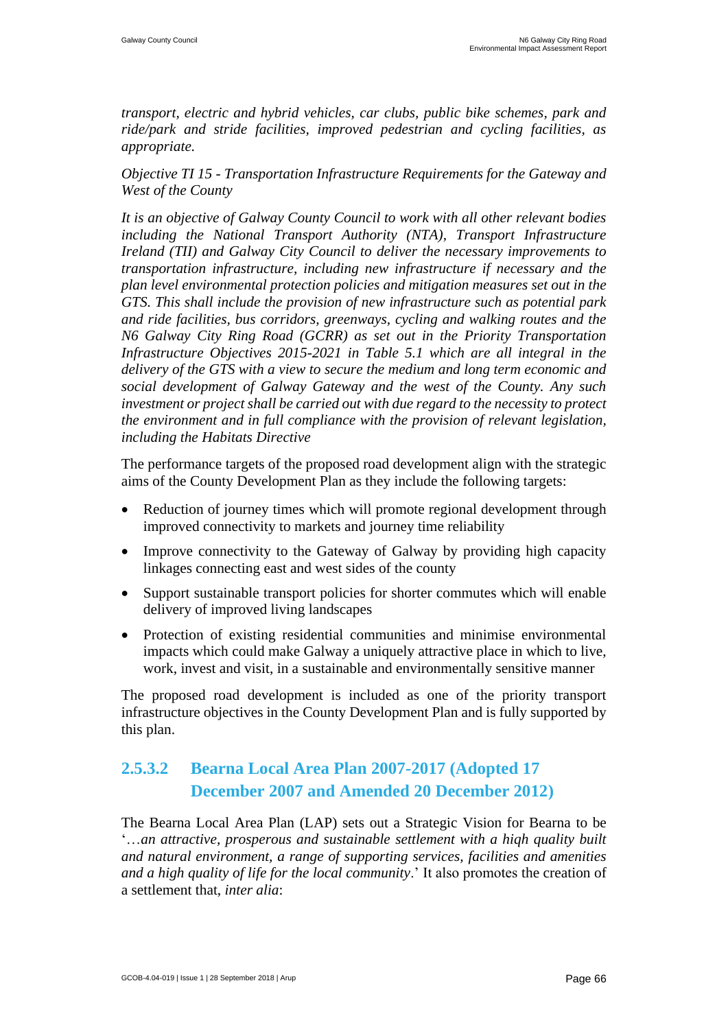*transport, electric and hybrid vehicles, car clubs, public bike schemes, park and ride/park and stride facilities, improved pedestrian and cycling facilities, as appropriate.*

*Objective TI 15 - Transportation Infrastructure Requirements for the Gateway and West of the County*

*It is an objective of Galway County Council to work with all other relevant bodies including the National Transport Authority (NTA), Transport Infrastructure Ireland (TII) and Galway City Council to deliver the necessary improvements to transportation infrastructure, including new infrastructure if necessary and the plan level environmental protection policies and mitigation measures set out in the GTS. This shall include the provision of new infrastructure such as potential park and ride facilities, bus corridors, greenways, cycling and walking routes and the N6 Galway City Ring Road (GCRR) as set out in the Priority Transportation Infrastructure Objectives 2015-2021 in Table 5.1 which are all integral in the delivery of the GTS with a view to secure the medium and long term economic and social development of Galway Gateway and the west of the County. Any such investment or project shall be carried out with due regard to the necessity to protect the environment and in full compliance with the provision of relevant legislation, including the Habitats Directive*

The performance targets of the proposed road development align with the strategic aims of the County Development Plan as they include the following targets:

- Reduction of journey times which will promote regional development through improved connectivity to markets and journey time reliability
- Improve connectivity to the Gateway of Galway by providing high capacity linkages connecting east and west sides of the county
- Support sustainable transport policies for shorter commutes which will enable delivery of improved living landscapes
- Protection of existing residential communities and minimise environmental impacts which could make Galway a uniquely attractive place in which to live, work, invest and visit, in a sustainable and environmentally sensitive manner

The proposed road development is included as one of the priority transport infrastructure objectives in the County Development Plan and is fully supported by this plan.

#### 2.5.3.2 Bearna Local Area Plan 2007-2017 (Adopted 17 December 2007 and Amended 20 December 2012)

The Bearna Local Area Plan (LAP) sets out a Strategic Vision for Bearna to be '…*an attractive, prosperous and sustainable settlement with a hiqh quality built and natural environment, a range of supporting services, facilities and amenities and a high quality of life for the local community*.' It also promotes the creation of a settlement that, *inter alia*: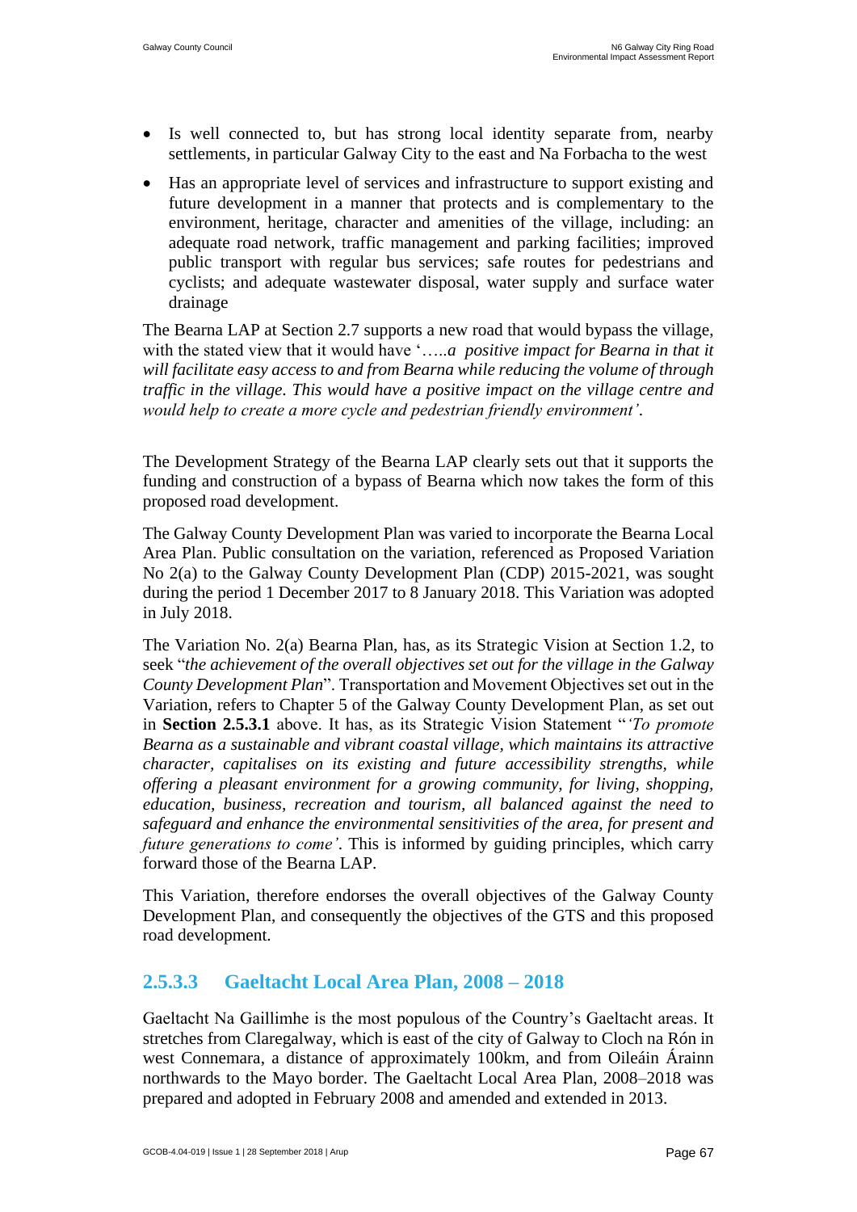- Is well connected to, but has strong local identity separate from, nearby settlements, in particular Galway City to the east and Na Forbacha to the west
- Has an appropriate level of services and infrastructure to support existing and future development in a manner that protects and is complementary to the environment, heritage, character and amenities of the village, including: an adequate road network, traffic management and parking facilities; improved public transport with regular bus services; safe routes for pedestrians and cyclists; and adequate wastewater disposal, water supply and surface water drainage

The Bearna LAP at Section 2.7 supports a new road that would bypass the village, with the stated view that it would have '…..*a positive impact for Bearna in that it will facilitate easy access to and from Bearna while reducing the volume of through traffic in the village. This would have a positive impact on the village centre and would help to create a more cycle and pedestrian friendly environment'*.

The Development Strategy of the Bearna LAP clearly sets out that it supports the funding and construction of a bypass of Bearna which now takes the form of this proposed road development.

The Galway County Development Plan was varied to incorporate the Bearna Local Area Plan. Public consultation on the variation, referenced as Proposed Variation No 2(a) to the Galway County Development Plan (CDP) 2015-2021, was sought during the period 1 December 2017 to 8 January 2018. This Variation was adopted in July 2018.

The Variation No. 2(a) Bearna Plan, has, as its Strategic Vision at Section 1.2, to seek "*the achievement of the overall objectives set out for the village in the Galway County Development Plan*". Transportation and Movement Objectives set out in the Variation, refers to Chapter 5 of the Galway County Development Plan, as set out in **Section 2.5.3.1** above. It has, as its Strategic Vision Statement "*'To promote Bearna as a sustainable and vibrant coastal village, which maintains its attractive character, capitalises on its existing and future accessibility strengths, while offering a pleasant environment for a growing community, for living, shopping, education, business, recreation and tourism, all balanced against the need to safeguard and enhance the environmental sensitivities of the area, for present and future generations to come'*. This is informed by guiding principles, which carry forward those of the Bearna LAP.

This Variation, therefore endorses the overall objectives of the Galway County Development Plan, and consequently the objectives of the GTS and this proposed road development.

#### 2.5.3.3 Gaeltacht Local Area Plan, 2008 – 2018

Gaeltacht Na Gaillimhe is the most populous of the Country's Gaeltacht areas. It stretches from Claregalway, which is east of the city of Galway to Cloch na Rón in west Connemara, a distance of approximately 100km, and from Oileáin Árainn northwards to the Mayo border. The Gaeltacht Local Area Plan, 2008–2018 was prepared and adopted in February 2008 and amended and extended in 2013.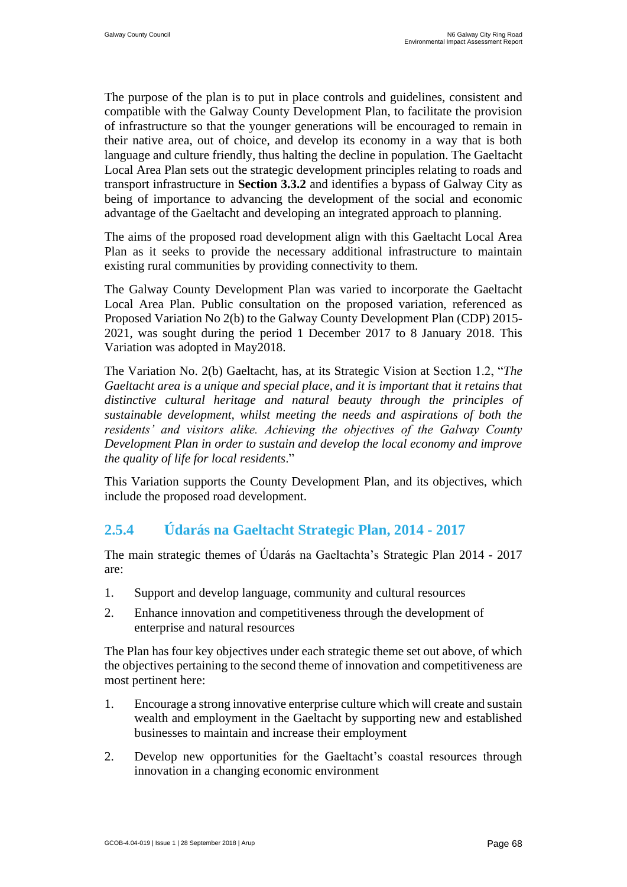The purpose of the plan is to put in place controls and guidelines, consistent and compatible with the Galway County Development Plan, to facilitate the provision of infrastructure so that the younger generations will be encouraged to remain in their native area, out of choice, and develop its economy in a way that is both language and culture friendly, thus halting the decline in population. The Gaeltacht Local Area Plan sets out the strategic development principles relating to roads and transport infrastructure in **Section 3.3.2** and identifies a bypass of Galway City as being of importance to advancing the development of the social and economic advantage of the Gaeltacht and developing an integrated approach to planning.

The aims of the proposed road development align with this Gaeltacht Local Area Plan as it seeks to provide the necessary additional infrastructure to maintain existing rural communities by providing connectivity to them.

The Galway County Development Plan was varied to incorporate the Gaeltacht Local Area Plan. Public consultation on the proposed variation, referenced as Proposed Variation No 2(b) to the Galway County Development Plan (CDP) 2015-2021, was sought during the period 1 December 2017 to 8 January 2018. This Variation was adopted in May2018.

The Variation No. 2(b) Gaeltacht, has, at its Strategic Vision at Section 1.2, "*The Gaeltacht area is a unique and special place, and it is important that it retains that distinctive cultural heritage and natural beauty through the principles of sustainable development, whilst meeting the needs and aspirations of both the residents' and visitors alike. Achieving the objectives of the Galway County Development Plan in order to sustain and develop the local economy and improve the quality of life for local residents*."

This Variation supports the County Development Plan, and its objectives, which include the proposed road development.

### 2.5.4 Údarás na Gaeltacht Strategic Plan, 2014 - 2017

The main strategic themes of Údarás na Gaeltachta's Strategic Plan 2014 - 2017 are:

1. Support and develop language, community and cultural resources
2. Enhance innovation and competitiveness through the development of enterprise and natural resources

The Plan has four key objectives under each strategic theme set out above, of which the objectives pertaining to the second theme of innovation and competitiveness are most pertinent here:

1. Encourage a strong innovative enterprise culture which will create and sustain wealth and employment in the Gaeltacht by supporting new and established businesses to maintain and increase their employment
2. Develop new opportunities for the Gaeltacht's coastal resources through innovation in a changing economic environment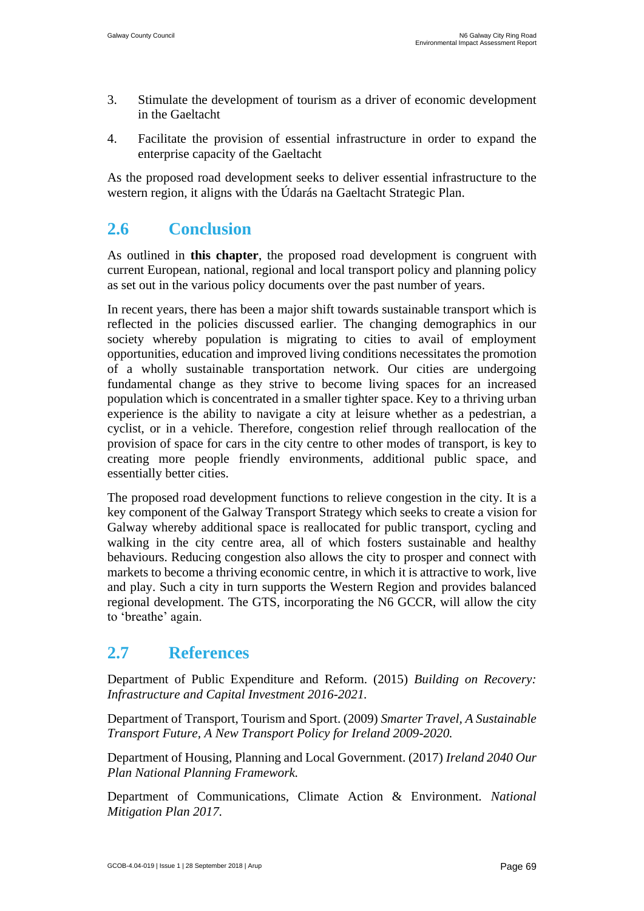3. Stimulate the development of tourism as a driver of economic development in the Gaeltacht

4. Facilitate the provision of essential infrastructure in order to expand the enterprise capacity of the Gaeltacht

As the proposed road development seeks to deliver essential infrastructure to the western region, it aligns with the Údarás na Gaeltacht Strategic Plan.

## 2.6 Conclusion

As outlined in **this chapter**, the proposed road development is congruent with current European, national, regional and local transport policy and planning policy as set out in the various policy documents over the past number of years.

In recent years, there has been a major shift towards sustainable transport which is reflected in the policies discussed earlier. The changing demographics in our society whereby population is migrating to cities to avail of employment opportunities, education and improved living conditions necessitates the promotion of a wholly sustainable transportation network. Our cities are undergoing fundamental change as they strive to become living spaces for an increased population which is concentrated in a smaller tighter space. Key to a thriving urban experience is the ability to navigate a city at leisure whether as a pedestrian, a cyclist, or in a vehicle. Therefore, congestion relief through reallocation of the provision of space for cars in the city centre to other modes of transport, is key to creating more people friendly environments, additional public space, and essentially better cities.

The proposed road development functions to relieve congestion in the city. It is a key component of the Galway Transport Strategy which seeks to create a vision for Galway whereby additional space is reallocated for public transport, cycling and walking in the city centre area, all of which fosters sustainable and healthy behaviours. Reducing congestion also allows the city to prosper and connect with markets to become a thriving economic centre, in which it is attractive to work, live and play. Such a city in turn supports the Western Region and provides balanced regional development. The GTS, incorporating the N6 GCCR, will allow the city to 'breathe' again.

## 2.7 References

Department of Public Expenditure and Reform. (2015) *Building on Recovery: Infrastructure and Capital Investment 2016-2021.*

Department of Transport, Tourism and Sport. (2009) *Smarter Travel, A Sustainable Transport Future, A New Transport Policy for Ireland 2009-2020.*

Department of Housing, Planning and Local Government. (2017) *Ireland 2040 Our Plan National Planning Framework.*

Department of Communications, Climate Action & Environment. *National Mitigation Plan 2017.*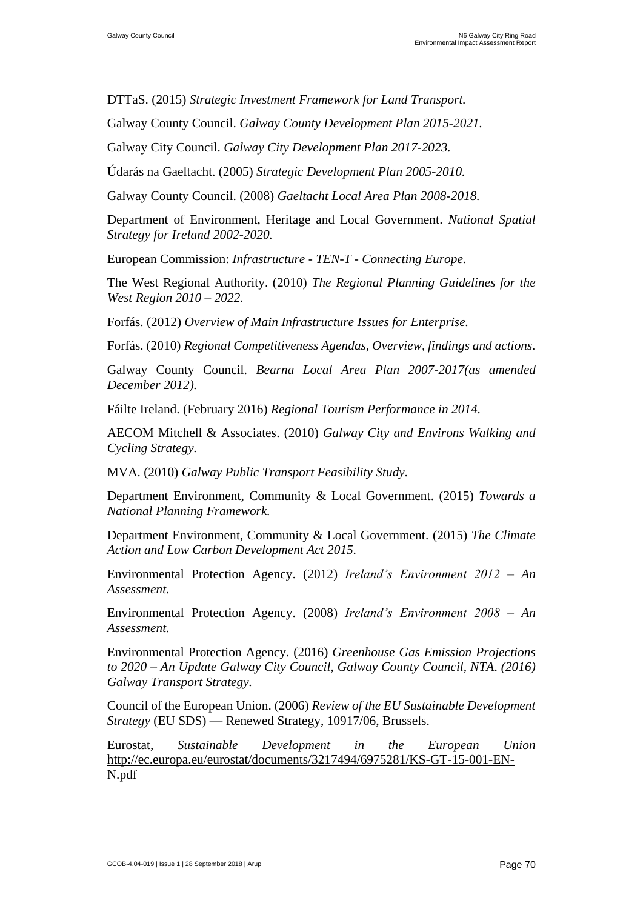DTTaS. (2015) *Strategic Investment Framework for Land Transport.*

Galway County Council. *Galway County Development Plan 2015-2021.*

Galway City Council. *Galway City Development Plan 2017-2023.*

Údarás na Gaeltacht. (2005) *Strategic Development Plan 2005-2010.*

Galway County Council. (2008) *Gaeltacht Local Area Plan 2008-2018.*

Department of Environment, Heritage and Local Government. *National Spatial Strategy for Ireland 2002-2020.*

European Commission: *Infrastructure - TEN-T - Connecting Europe.*

The West Regional Authority. (2010) *The Regional Planning Guidelines for the West Region 2010 – 2022.*

Forfás. (2012) *Overview of Main Infrastructure Issues for Enterprise.*

Forfás. (2010) *Regional Competitiveness Agendas, Overview, findings and actions.*

Galway County Council. *Bearna Local Area Plan 2007-2017(as amended December 2012).*

Fáilte Ireland. (February 2016) *Regional Tourism Performance in 2014.*

AECOM Mitchell & Associates. (2010) *Galway City and Environs Walking and Cycling Strategy.*

MVA. (2010) *Galway Public Transport Feasibility Study.*

Department Environment, Community & Local Government. (2015) *Towards a National Planning Framework.*

Department Environment, Community & Local Government. (2015) *The Climate Action and Low Carbon Development Act 2015.*

Environmental Protection Agency. (2012) *Ireland's Environment 2012 – An Assessment.*

Environmental Protection Agency. (2008) *Ireland's Environment 2008 – An Assessment.*

Environmental Protection Agency. (2016) *Greenhouse Gas Emission Projections to 2020 – An Update Galway City Council, Galway County Council, NTA. (2016) Galway Transport Strategy.*

Council of the European Union. (2006) *Review of the EU Sustainable Development Strategy* (EU SDS) — Renewed Strategy, 10917/06, Brussels.

Eurostat, *Sustainable Development in the European Union* http://ec.europa.eu/eurostat/documents/3217494/6975281/KS-GT-15-001-EN-N.pdf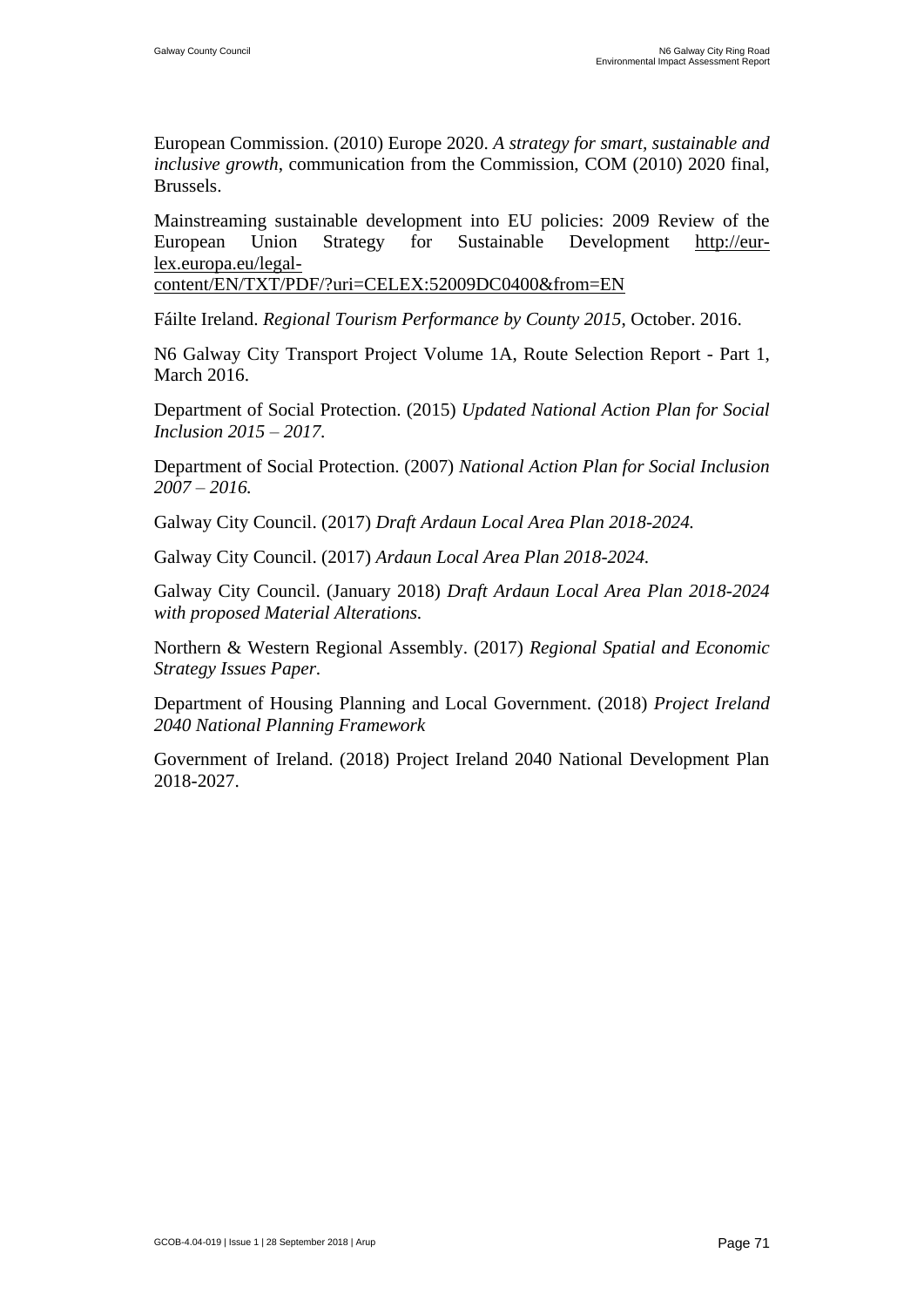European Commission. (2010) Europe 2020. *A strategy for smart, sustainable and inclusive growth*, communication from the Commission, COM (2010) 2020 final, Brussels.

Mainstreaming sustainable development into EU policies: 2009 Review of the European Union Strategy for Sustainable Development http://eur-lex.europa.eu/legal-content/EN/TXT/PDF/?uri=CELEX:52009DC0400&from=EN

Fáilte Ireland. *Regional Tourism Performance by County 2015*, October. 2016.

N6 Galway City Transport Project Volume 1A, Route Selection Report - Part 1, March 2016.

Department of Social Protection. (2015) *Updated National Action Plan for Social Inclusion 2015 – 2017.*

Department of Social Protection. (2007) *National Action Plan for Social Inclusion 2007 – 2016.*

Galway City Council. (2017) *Draft Ardaun Local Area Plan 2018-2024.*

Galway City Council. (2017) *Ardaun Local Area Plan 2018-2024.*

Galway City Council. (January 2018) *Draft Ardaun Local Area Plan 2018-2024 with proposed Material Alterations.*

Northern & Western Regional Assembly. (2017) *Regional Spatial and Economic Strategy Issues Paper.*

Department of Housing Planning and Local Government. (2018) *Project Ireland 2040 National Planning Framework*

Government of Ireland. (2018) Project Ireland 2040 National Development Plan 2018-2027.